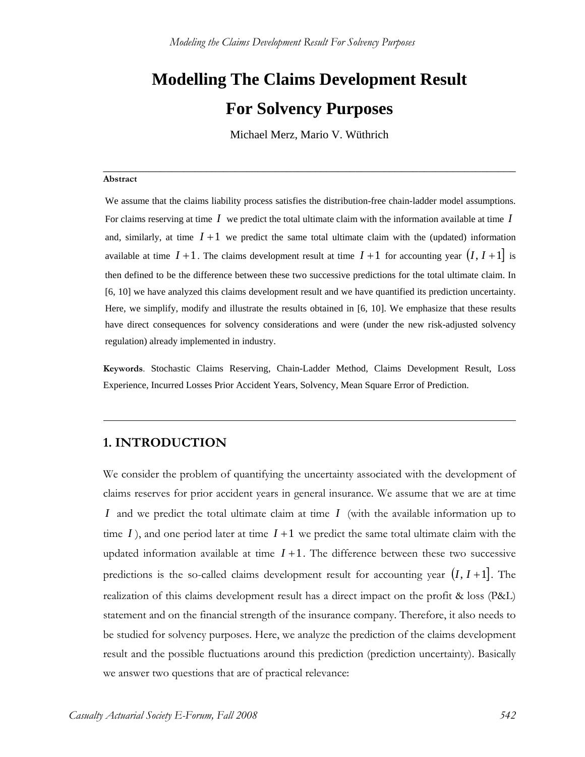# Modelling The Claims Development Result For Solvency Purposes

Michael Merz, Mario V. Wüthrich

---

**Abstract**

We assume that the claims liability process satisfies the distribution-free chain-ladder model assumptions. For claims reserving at time $I$ we predict the total ultimate claim with the information available at time $I$ and, similarly, at time $I+1$ we predict the same total ultimate claim with the (updated) information available at time $I+1$. The claims development result at time $I+1$ for accounting year $(I, I+1]$ is then defined to be the difference between these two successive predictions for the total ultimate claim. In [6, 10] we have analyzed this claims development result and we have quantified its prediction uncertainty. Here, we simplify, modify and illustrate the results obtained in [6, 10]. We emphasize that these results have direct consequences for solvency considerations and were (under the new risk-adjusted solvency regulation) already implemented in industry.

**Keywords**. Stochastic Claims Reserving, Chain-Ladder Method, Claims Development Result, Loss Experience, Incurred Losses Prior Accident Years, Solvency, Mean Square Error of Prediction.

---

## 1. INTRODUCTION

We consider the problem of quantifying the uncertainty associated with the development of claims reserves for prior accident years in general insurance. We assume that we are at time $I$ and we predict the total ultimate claim at time $I$ (with the available information up to time $I$), and one period later at time $I+1$ we predict the same total ultimate claim with the updated information available at time $I+1$. The difference between these two successive predictions is the so-called claims development result for accounting year $(I, I+1]$. The realization of this claims development result has a direct impact on the profit & loss (P&L) statement and on the financial strength of the insurance company. Therefore, it also needs to be studied for solvency purposes. Here, we analyze the prediction of the claims development result and the possible fluctuations around this prediction (prediction uncertainty). Basically we answer two questions that are of practical relevance: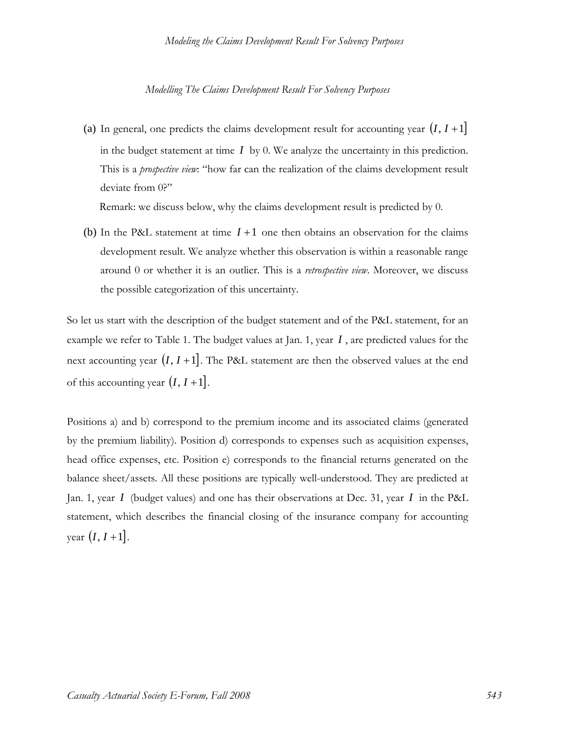*Modelling The Claims Development Result For Solvency Purposes*

(a) In general, one predicts the claims development result for accounting year $(I, I+1]$ in the budget statement at time $I$ by 0. We analyze the uncertainty in this prediction. This is a *prospective view*: "how far can the realization of the claims development result deviate from 0?"

Remark: we discuss below, why the claims development result is predicted by 0.

(b) In the P&L statement at time $I+1$ one then obtains an observation for the claims development result. We analyze whether this observation is within a reasonable range around 0 or whether it is an outlier. This is a *retrospective view*. Moreover, we discuss the possible categorization of this uncertainty.

So let us start with the description of the budget statement and of the P&L statement, for an example we refer to Table 1. The budget values at Jan. 1, year $I$, are predicted values for the next accounting year $(I, I+1]$. The P&L statement are then the observed values at the end of this accounting year $(I, I+1]$.

Positions a) and b) correspond to the premium income and its associated claims (generated by the premium liability). Position d) corresponds to expenses such as acquisition expenses, head office expenses, etc. Position e) corresponds to the financial returns generated on the balance sheet/assets. All these positions are typically well-understood. They are predicted at Jan. 1, year $I$ (budget values) and one has their observations at Dec. 31, year $I$ in the P&L statement, which describes the financial closing of the insurance company for accounting year $(I, I+1]$.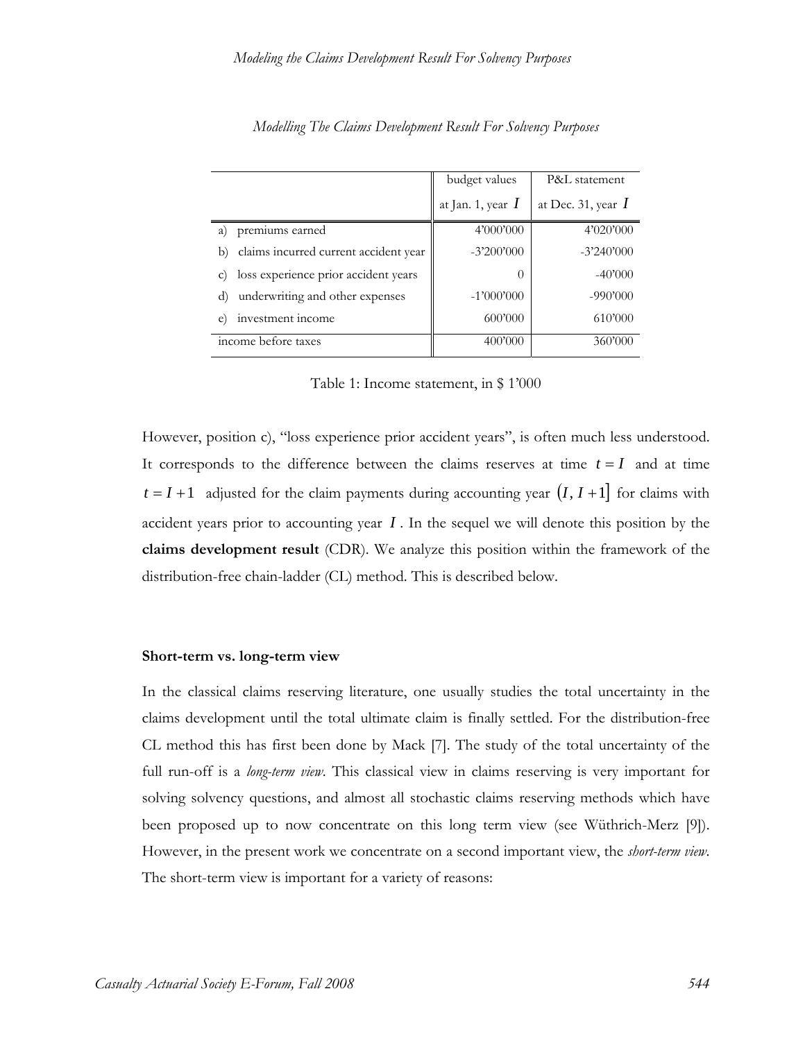*Modelling The Claims Development Result For Solvency Purposes*

| | budget values at Jan. 1, year $I$ | P&L statement at Dec. 31, year $I$ |
|---|---|---|
| a) premiums earned | 4'000'000 | 4'020'000 |
| b) claims incurred current accident year | -3'200'000 | -3'240'000 |
| c) loss experience prior accident years | 0 | -40'000 |
| d) underwriting and other expenses | -1'000'000 | -990'000 |
| e) investment income | 600'000 | 610'000 |
| income before taxes | 400'000 | 360'000 |

Table 1: Income statement, in $ 1'000

However, position c), "loss experience prior accident years", is often much less understood. It corresponds to the difference between the claims reserves at time $t = I$ and at time $t = I + 1$ adjusted for the claim payments during accounting year $(I, I+1]$ for claims with accident years prior to accounting year $I$. In the sequel we will denote this position by the **claims development result** (CDR). We analyze this position within the framework of the distribution-free chain-ladder (CL) method. This is described below.

**Short-term vs. long-term view**

In the classical claims reserving literature, one usually studies the total uncertainty in the claims development until the total ultimate claim is finally settled. For the distribution-free CL method this has first been done by Mack [7]. The study of the total uncertainty of the full run-off is a *long-term view*. This classical view in claims reserving is very important for solving solvency questions, and almost all stochastic claims reserving methods which have been proposed up to now concentrate on this long term view (see Wüthrich-Merz [9]). However, in the present work we concentrate on a second important view, the *short-term view*. The short-term view is important for a variety of reasons: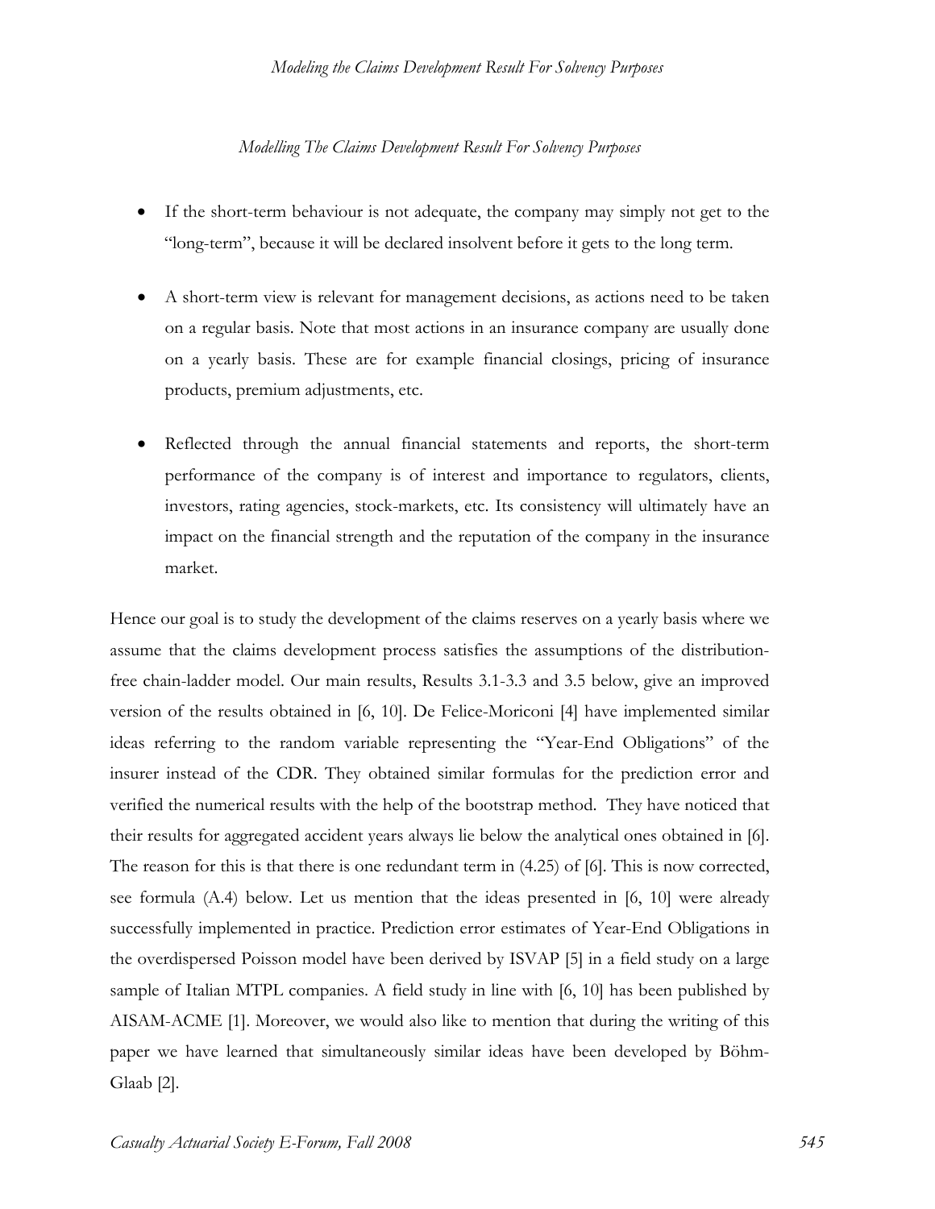- If the short-term behaviour is not adequate, the company may simply not get to the "long-term", because it will be declared insolvent before it gets to the long term.

- A short-term view is relevant for management decisions, as actions need to be taken on a regular basis. Note that most actions in an insurance company are usually done on a yearly basis. These are for example financial closings, pricing of insurance products, premium adjustments, etc.

- Reflected through the annual financial statements and reports, the short-term performance of the company is of interest and importance to regulators, clients, investors, rating agencies, stock-markets, etc. Its consistency will ultimately have an impact on the financial strength and the reputation of the company in the insurance market.

Hence our goal is to study the development of the claims reserves on a yearly basis where we assume that the claims development process satisfies the assumptions of the distribution-free chain-ladder model. Our main results, Results 3.1-3.3 and 3.5 below, give an improved version of the results obtained in [6, 10]. De Felice-Moriconi [4] have implemented similar ideas referring to the random variable representing the "Year-End Obligations" of the insurer instead of the CDR. They obtained similar formulas for the prediction error and verified the numerical results with the help of the bootstrap method. They have noticed that their results for aggregated accident years always lie below the analytical ones obtained in [6]. The reason for this is that there is one redundant term in (4.25) of [6]. This is now corrected, see formula (A.4) below. Let us mention that the ideas presented in [6, 10] were already successfully implemented in practice. Prediction error estimates of Year-End Obligations in the overdispersed Poisson model have been derived by ISVAP [5] in a field study on a large sample of Italian MTPL companies. A field study in line with [6, 10] has been published by AISAM-ACME [1]. Moreover, we would also like to mention that during the writing of this paper we have learned that simultaneously similar ideas have been developed by Böhm-Glaab [2].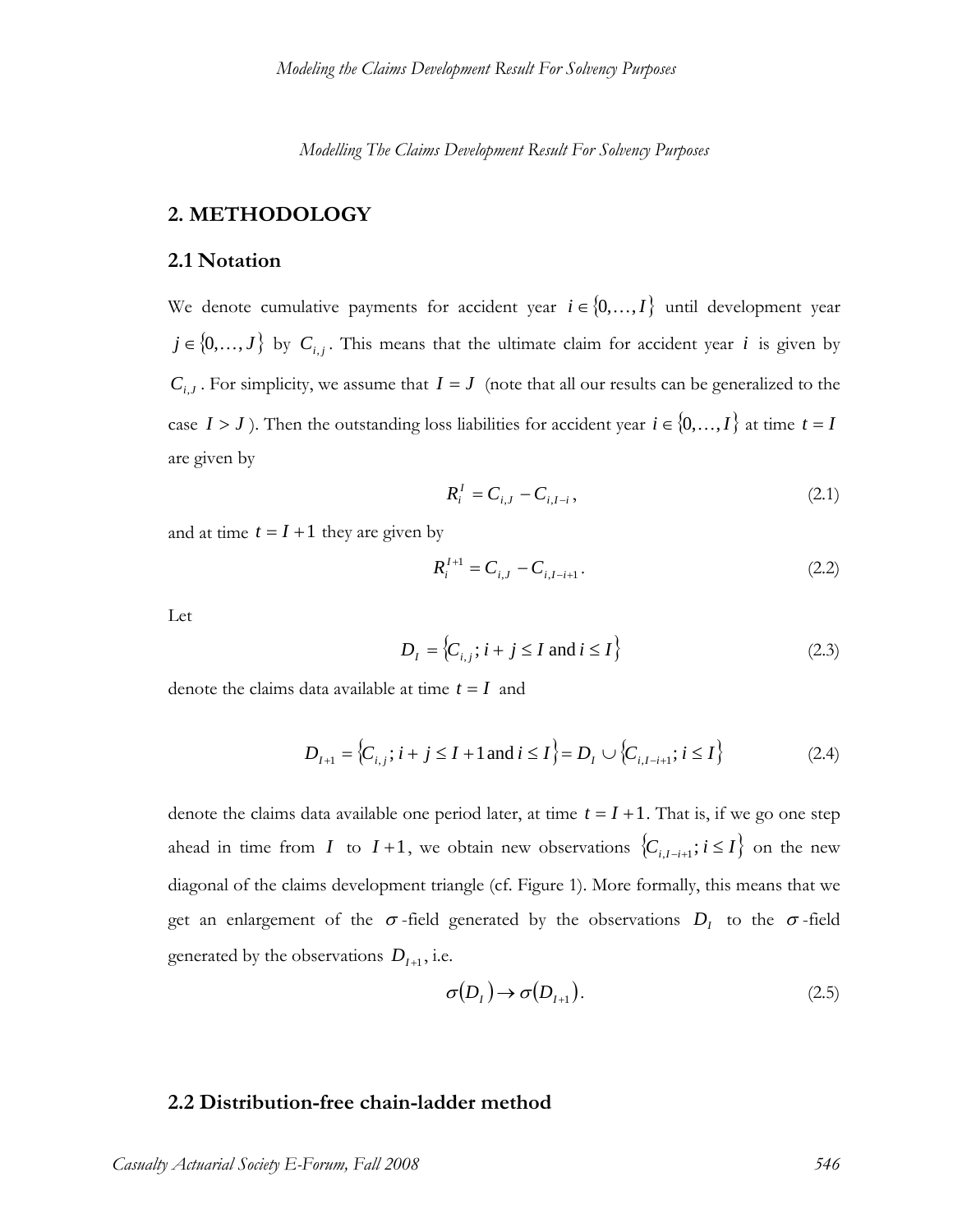## 2. METHODOLOGY

### 2.1 Notation

We denote cumulative payments for accident year $i \in \{0, \dots, I\}$ until development year $j \in \{0, \dots, J\}$ by $C_{i,j}$. This means that the ultimate claim for accident year $i$ is given by $C_{i,J}$. For simplicity, we assume that $I = J$ (note that all our results can be generalized to the case $I > J$). Then the outstanding loss liabilities for accident year $i \in \{0, \dots, I\}$ at time $t = I$ are given by

$$R_i^I = C_{i,J} - C_{i,I-i}, \tag{2.1}$$

and at time $t = I + 1$ they are given by

$$R_i^{I+1} = C_{i,J} - C_{i,I-i+1}. \tag{2.2}$$

Let

$$D_I = \{C_{i,j};\, i + j \leq I \text{ and } i \leq I\} \tag{2.3}$$

denote the claims data available at time $t = I$ and

$$D_{I+1} = \{C_{i,j};\, i + j \leq I + 1 \text{ and } i \leq I\} = D_I \cup \{C_{i,I-i+1};\, i \leq I\} \tag{2.4}$$

denote the claims data available one period later, at time $t = I + 1$. That is, if we go one step ahead in time from $I$ to $I + 1$, we obtain new observations $\{C_{i,I-i+1};\, i \leq I\}$ on the new diagonal of the claims development triangle (cf. Figure 1). More formally, this means that we get an enlargement of the $\sigma$-field generated by the observations $D_I$ to the $\sigma$-field generated by the observations $D_{I+1}$, i.e.

$$\sigma(D_I) \rightarrow \sigma(D_{I+1}). \tag{2.5}$$

### 2.2 Distribution-free chain-ladder method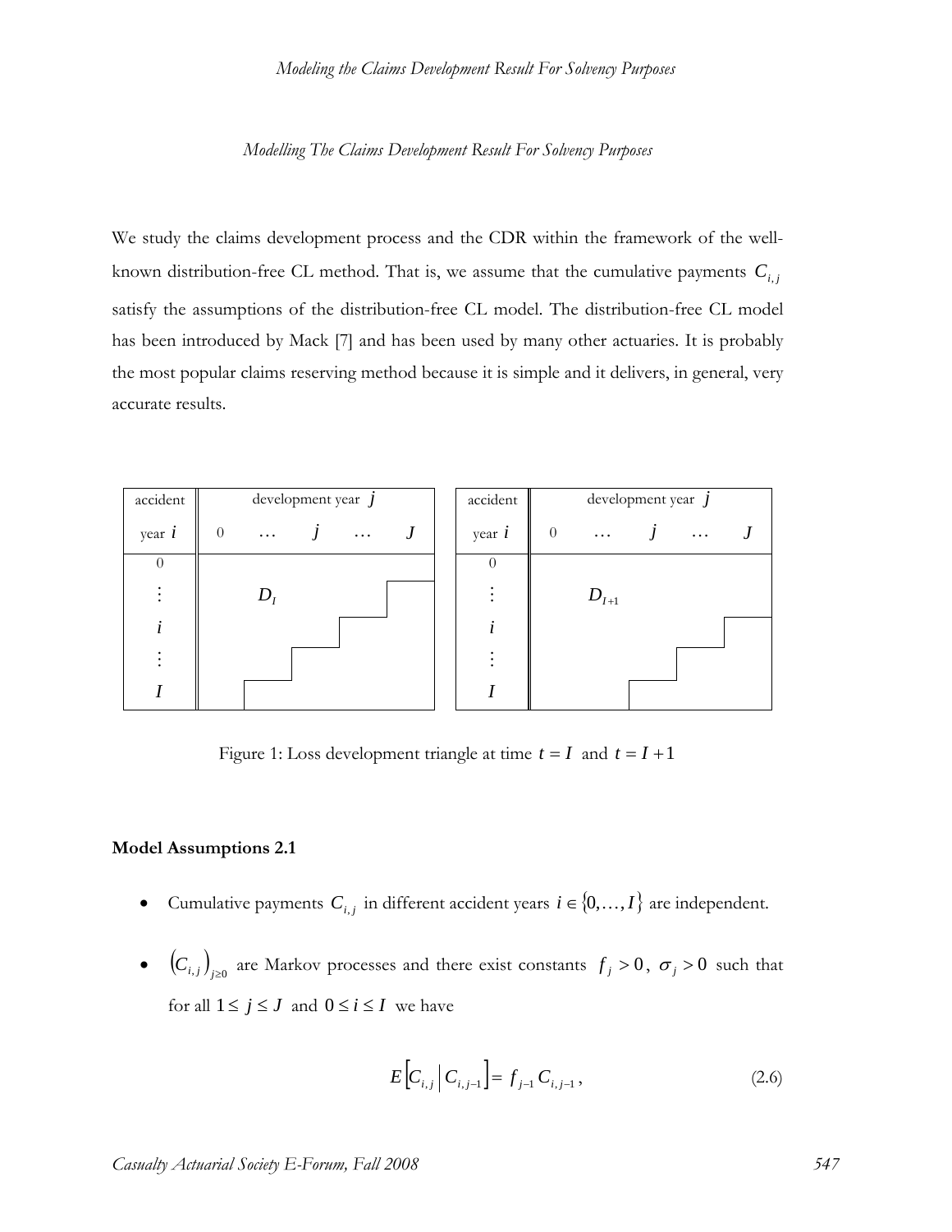*Modelling The Claims Development Result For Solvency Purposes*

We study the claims development process and the CDR within the framework of the well-known distribution-free CL method. That is, we assume that the cumulative payments $C_{i,j}$ satisfy the assumptions of the distribution-free CL model. The distribution-free CL model has been introduced by Mack [7] and has been used by many other actuaries. It is probably the most popular claims reserving method because it is simple and it delivers, in general, very accurate results.

| accident year $i$ | development year $j$ | | | | |
|---|---|---|---|---|---|
| | 0 | … | $j$ | … | $J$ |
| 0 | | | | | |
| ⋮ | | $D_I$ | | | |
| $i$ | | | | | |
| ⋮ | | | | | |
| $I$ | | | | | |

| accident year $i$ | development year $j$ | | | | |
|---|---|---|---|---|---|
| | 0 | … | $j$ | … | $J$ |
| 0 | | | | | |
| ⋮ | | $D_{I+1}$ | | | |
| $i$ | | | | | |
| ⋮ | | | | | |
| $I$ | | | | | |

Figure 1: Loss development triangle at time $t = I$ and $t = I + 1$

**Model Assumptions 2.1**

- Cumulative payments $C_{i,j}$ in different accident years $i \in \{0, \ldots, I\}$ are independent.
- $(C_{i,j})_{j \geq 0}$ are Markov processes and there exist constants $f_j > 0$, $\sigma_j > 0$ such that for all $1 \leq j \leq J$ and $0 \leq i \leq I$ we have

$$E\left[C_{i,j} \middle| C_{i,j-1}\right] = f_{j-1} C_{i,j-1}, \tag{2.6}$$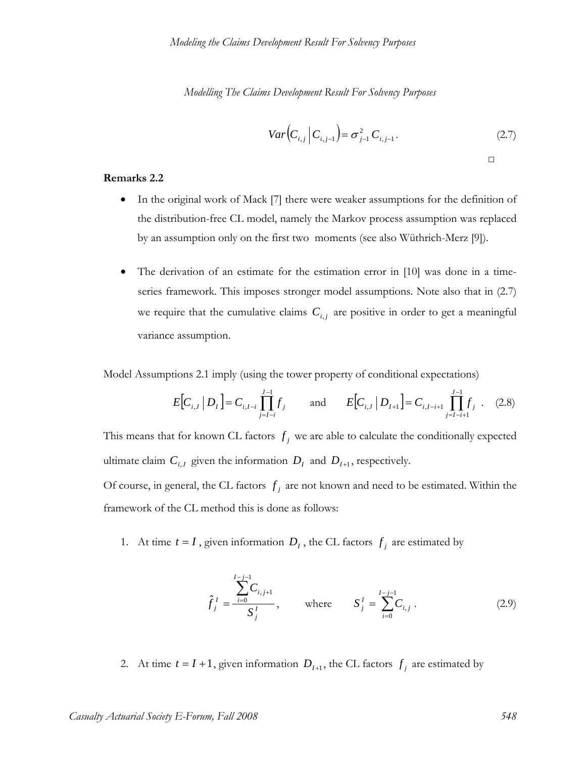$$Var\left(C_{i,j} \,\middle|\, C_{i,j-1}\right) = \sigma_{j-1}^2 \, C_{i,j-1}. \tag{2.7}$$

□

**Remarks 2.2**

- In the original work of Mack [7] there were weaker assumptions for the definition of the distribution-free CL model, namely the Markov process assumption was replaced by an assumption only on the first two moments (see also Wüthrich-Merz [9]).

- The derivation of an estimate for the estimation error in [10] was done in a time-series framework. This imposes stronger model assumptions. Note also that in (2.7) we require that the cumulative claims $C_{i,j}$ are positive in order to get a meaningful variance assumption.

Model Assumptions 2.1 imply (using the tower property of conditional expectations)

$$E\left[C_{i,J} \,\middle|\, D_I\right] = C_{i,I-i} \prod_{j=I-i}^{J-1} f_j \qquad \text{and} \qquad E\left[C_{i,J} \,\middle|\, D_{I+1}\right] = C_{i,I-i+1} \prod_{j=I-i+1}^{J-1} f_j \;. \tag{2.8}$$

This means that for known CL factors $f_j$ we are able to calculate the conditionally expected ultimate claim $C_{i,J}$ given the information $D_I$ and $D_{I+1}$, respectively.

Of course, in general, the CL factors $f_j$ are not known and need to be estimated. Within the framework of the CL method this is done as follows:

1. At time $t = I$, given information $D_I$, the CL factors $f_j$ are estimated by

$$\hat{f}_j^I = \frac{\sum_{i=0}^{I-j-1} C_{i,j+1}}{S_j^I}, \qquad \text{where} \qquad S_j^I = \sum_{i=0}^{I-j-1} C_{i,j} \,. \tag{2.9}$$

2. At time $t = I+1$, given information $D_{I+1}$, the CL factors $f_j$ are estimated by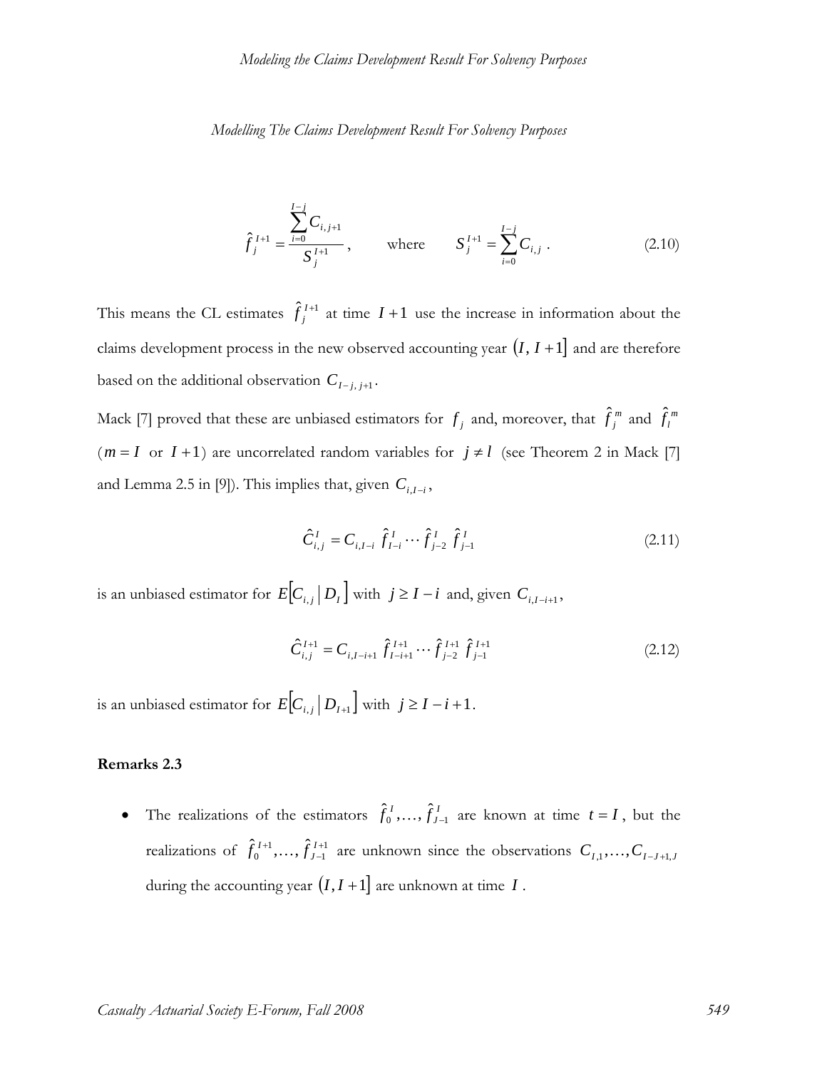$$\hat{f}_j^{I+1} = \frac{\sum_{i=0}^{I-j} C_{i,j+1}}{S_j^{I+1}}, \qquad \text{where} \qquad S_j^{I+1} = \sum_{i=0}^{I-j} C_{i,j} \, . \tag{2.10}$$

This means the CL estimates $\hat{f}_j^{I+1}$ at time $I+1$ use the increase in information about the claims development process in the new observed accounting year $(I, I+1]$ and are therefore based on the additional observation $C_{I-j, j+1}$.

Mack [7] proved that these are unbiased estimators for $f_j$ and, moreover, that $\hat{f}_j^m$ and $\hat{f}_l^m$ ($m = I$ or $I+1$) are uncorrelated random variables for $j \neq l$ (see Theorem 2 in Mack [7] and Lemma 2.5 in [9]). This implies that, given $C_{i,I-i}$,

$$\hat{C}_{i,j}^{I} = C_{i,I-i} \; \hat{f}_{I-i}^{I} \cdots \hat{f}_{j-2}^{I} \; \hat{f}_{j-1}^{I} \tag{2.11}$$

is an unbiased estimator for $E\left[C_{i,j} \,\middle|\, D_I\right]$ with $j \geq I-i$ and, given $C_{i,I-i+1}$,

$$\hat{C}_{i,j}^{I+1} = C_{i,I-i+1} \; \hat{f}_{I-i+1}^{I+1} \cdots \hat{f}_{j-2}^{I+1} \; \hat{f}_{j-1}^{I+1} \tag{2.12}$$

is an unbiased estimator for $E\left[C_{i,j} \,\middle|\, D_{I+1}\right]$ with $j \geq I-i+1$.

**Remarks 2.3**

- The realizations of the estimators $\hat{f}_0^I, \ldots, \hat{f}_{J-1}^I$ are known at time $t = I$, but the realizations of $\hat{f}_0^{I+1}, \ldots, \hat{f}_{J-1}^{I+1}$ are unknown since the observations $C_{I,1}, \ldots, C_{I-J+1,J}$ during the accounting year $(I, I+1]$ are unknown at time $I$.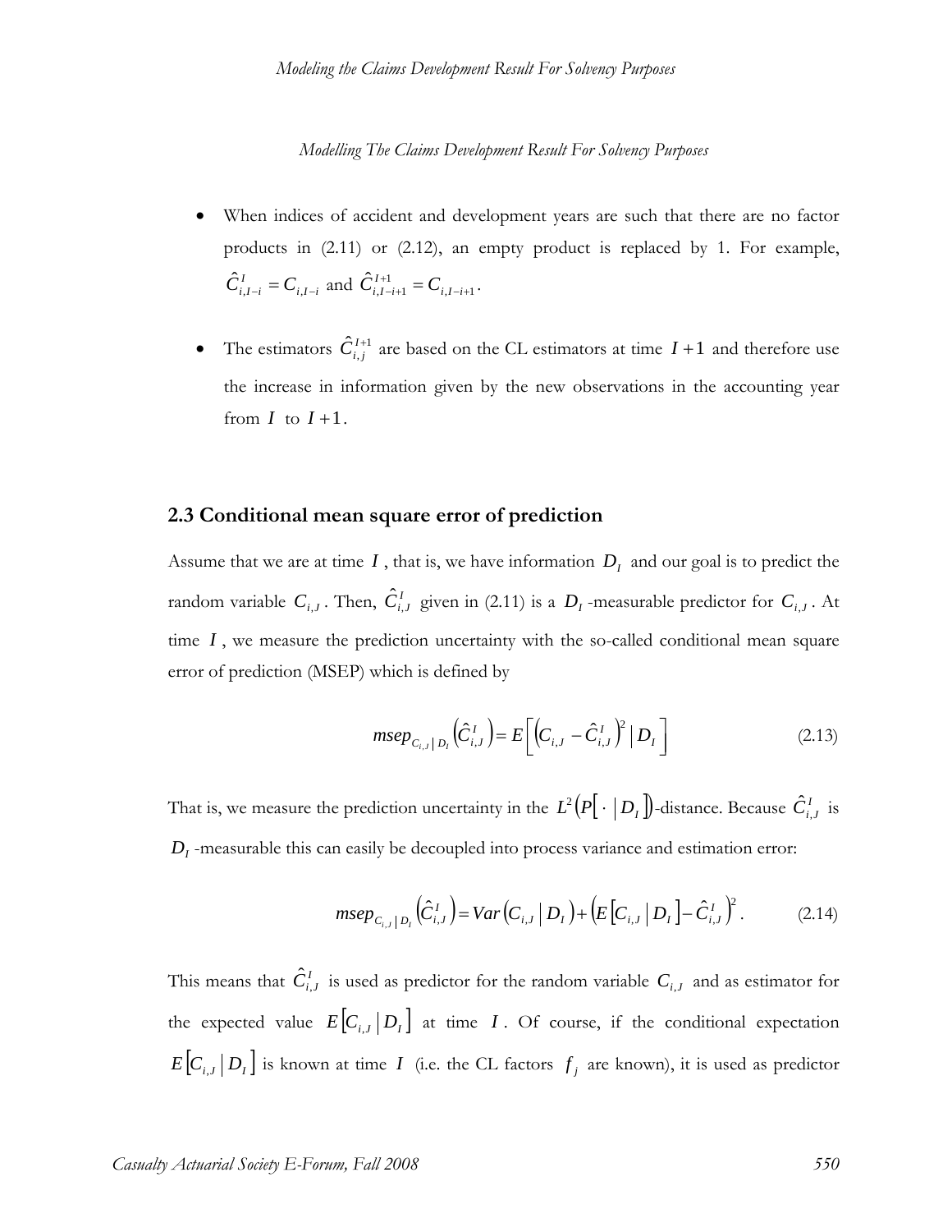- When indices of accident and development years are such that there are no factor products in (2.11) or (2.12), an empty product is replaced by 1. For example, $\hat{C}^I_{i,I-i} = C_{i,I-i}$ and $\hat{C}^{I+1}_{i,I-i+1} = C_{i,I-i+1}$.

- The estimators $\hat{C}^{I+1}_{i,j}$ are based on the CL estimators at time $I+1$ and therefore use the increase in information given by the new observations in the accounting year from $I$ to $I+1$.

## 2.3 Conditional mean square error of prediction

Assume that we are at time $I$, that is, we have information $D_I$ and our goal is to predict the random variable $C_{i,J}$. Then, $\hat{C}^I_{i,J}$ given in (2.11) is a $D_I$-measurable predictor for $C_{i,J}$. At time $I$, we measure the prediction uncertainty with the so-called conditional mean square error of prediction (MSEP) which is defined by

$$msep_{C_{i,J} \mid D_I}\left(\hat{C}^I_{i,J}\right) = E\left[\left(C_{i,J} - \hat{C}^I_{i,J}\right)^2 \mid D_I\right] \tag{2.13}$$

That is, we measure the prediction uncertainty in the $L^2\left(P\left[\,\cdot \mid D_I\right]\right)$-distance. Because $\hat{C}^I_{i,J}$ is $D_I$-measurable this can easily be decoupled into process variance and estimation error:

$$msep_{C_{i,J} \mid D_I}\left(\hat{C}^I_{i,J}\right) = Var\left(C_{i,J} \mid D_I\right) + \left(E\left[C_{i,J} \mid D_I\right] - \hat{C}^I_{i,J}\right)^2. \tag{2.14}$$

This means that $\hat{C}^I_{i,J}$ is used as predictor for the random variable $C_{i,J}$ and as estimator for the expected value $E\left[C_{i,J} \mid D_I\right]$ at time $I$. Of course, if the conditional expectation $E\left[C_{i,J} \mid D_I\right]$ is known at time $I$ (i.e. the CL factors $f_j$ are known), it is used as predictor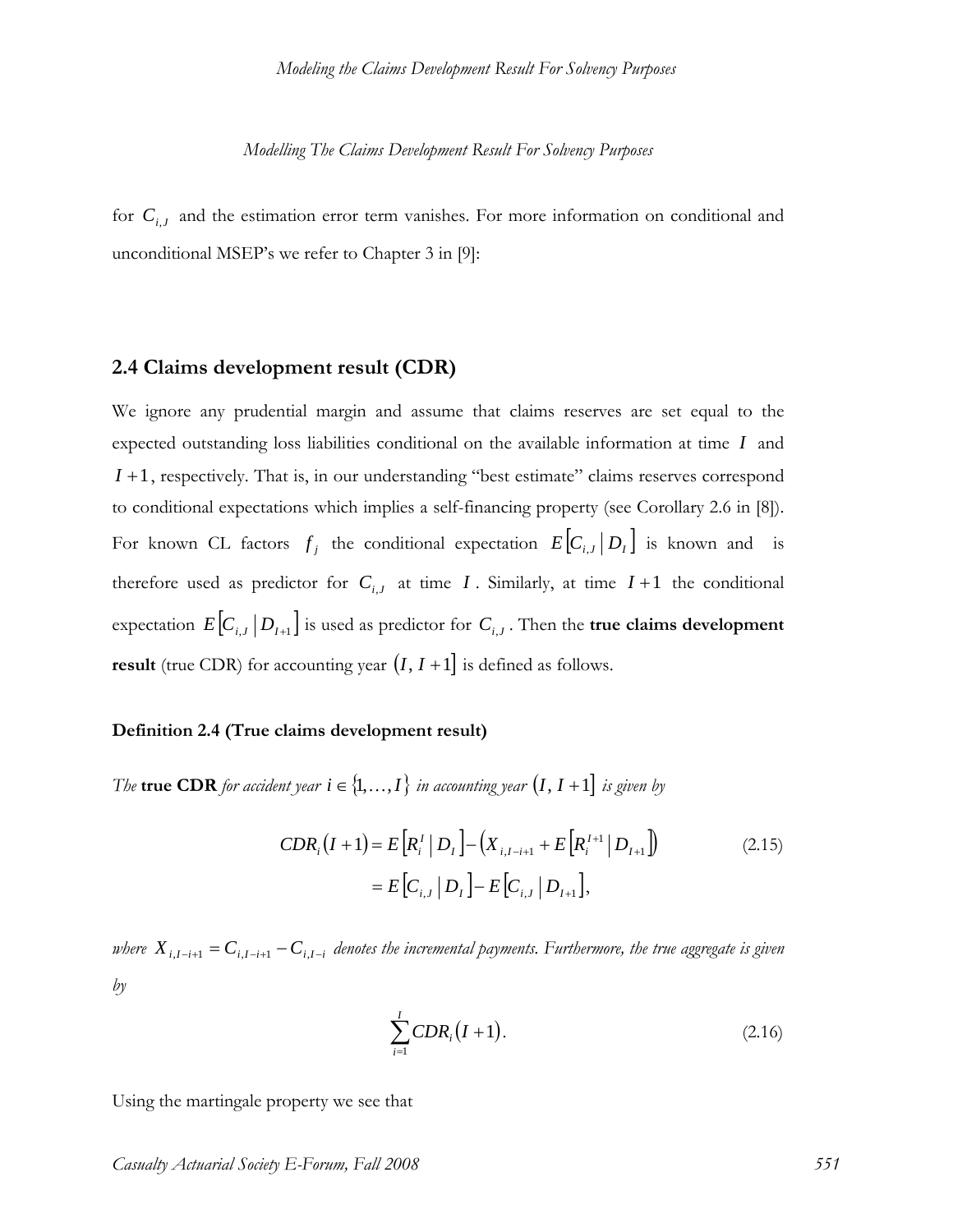for $C_{i,J}$ and the estimation error term vanishes. For more information on conditional and unconditional MSEP's we refer to Chapter 3 in [9]:

## 2.4 Claims development result (CDR)

We ignore any prudential margin and assume that claims reserves are set equal to the expected outstanding loss liabilities conditional on the available information at time $I$ and $I+1$, respectively. That is, in our understanding "best estimate" claims reserves correspond to conditional expectations which implies a self-financing property (see Corollary 2.6 in [8]). For known CL factors $f_j$ the conditional expectation $E[C_{i,J} \mid D_I]$ is known and is therefore used as predictor for $C_{i,J}$ at time $I$. Similarly, at time $I+1$ the conditional expectation $E[C_{i,J} \mid D_{I+1}]$ is used as predictor for $C_{i,J}$. Then the **true claims development result** (true CDR) for accounting year $(I, I+1]$ is defined as follows.

**Definition 2.4 (True claims development result)**

*The* **true CDR** *for accident year* $i \in \{1, \ldots, I\}$ *in accounting year* $(I, I+1]$ *is given by*

$$
\begin{aligned}
CDR_i(I+1) &= E\left[R_i^I \mid D_I\right] - \left(X_{i,I-i+1} + E\left[R_i^{I+1} \mid D_{I+1}\right]\right) \\
&= E\left[C_{i,J} \mid D_I\right] - E\left[C_{i,J} \mid D_{I+1}\right],
\end{aligned}
\tag{2.15}
$$

*where* $X_{i,I-i+1} = C_{i,I-i+1} - C_{i,I-i}$ *denotes the incremental payments. Furthermore, the true aggregate is given by*

$$
\sum_{i=1}^{I} CDR_i(I+1). \tag{2.16}
$$

Using the martingale property we see that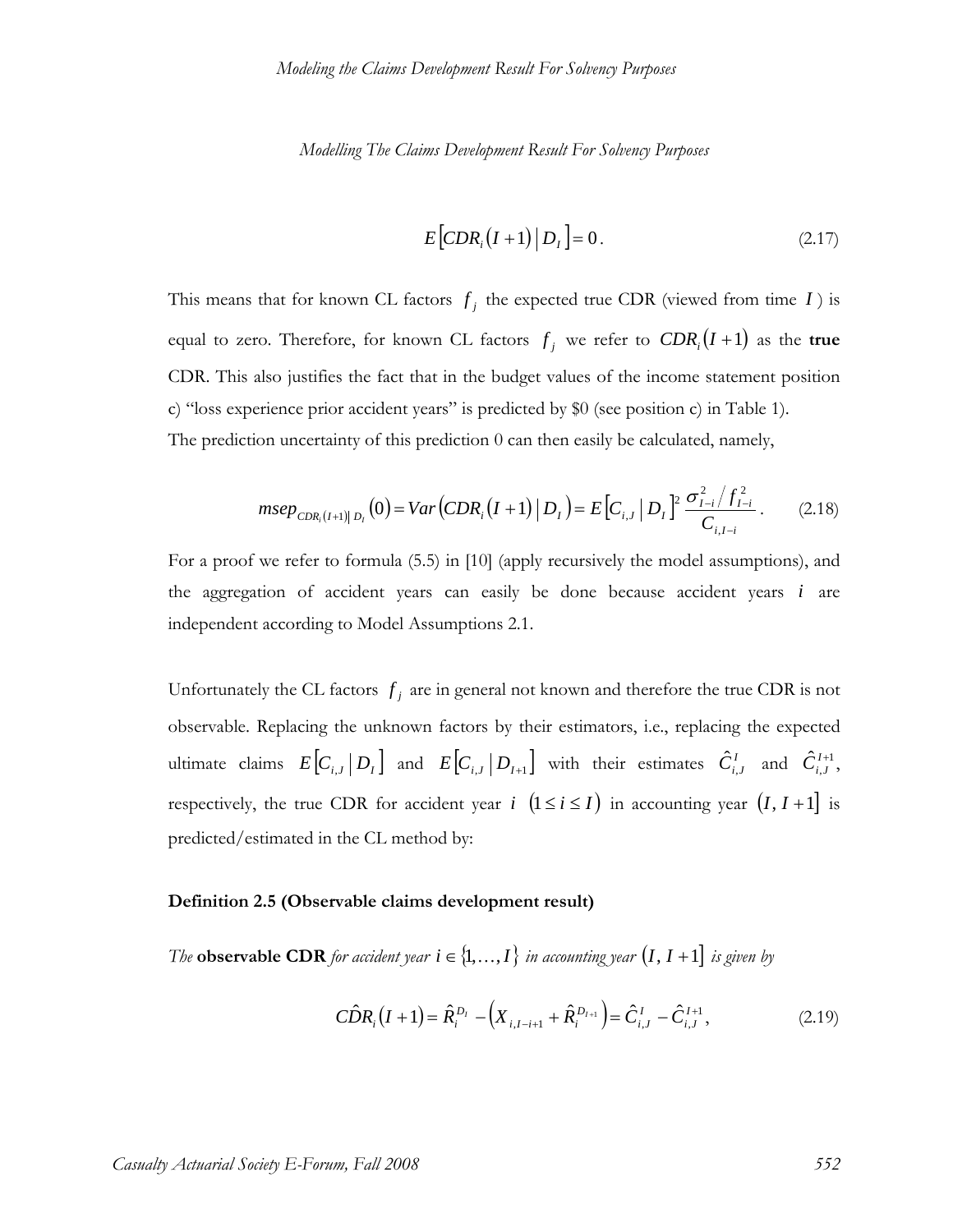$$E\left[CDR_i(I+1)\,\middle|\,D_I\right]=0\,. \tag{2.17}$$

This means that for known CL factors $f_j$ the expected true CDR (viewed from time $I$) is equal to zero. Therefore, for known CL factors $f_j$ we refer to $CDR_i(I+1)$ as the **true** CDR. This also justifies the fact that in the budget values of the income statement position c) "loss experience prior accident years" is predicted by \$0 (see position c) in Table 1).
The prediction uncertainty of this prediction 0 can then easily be calculated, namely,

$$msep_{CDR_i(I+1)|D_I}(0)=Var\left(CDR_i(I+1)\,\middle|\,D_I\right)=E\left[C_{i,J}\,\middle|\,D_I\right]^2\frac{\sigma_{I-i}^2/f_{I-i}^2}{C_{i,I-i}}\,. \tag{2.18}$$

For a proof we refer to formula (5.5) in [10] (apply recursively the model assumptions), and the aggregation of accident years can easily be done because accident years $i$ are independent according to Model Assumptions 2.1.

Unfortunately the CL factors $f_j$ are in general not known and therefore the true CDR is not observable. Replacing the unknown factors by their estimators, i.e., replacing the expected ultimate claims $E\left[C_{i,J}\,\middle|\,D_I\right]$ and $E\left[C_{i,J}\,\middle|\,D_{I+1}\right]$ with their estimates $\hat{C}_{i,J}^{I}$ and $\hat{C}_{i,J}^{I+1}$, respectively, the true CDR for accident year $i$ $(1\le i\le I)$ in accounting year $(I,\,I+1]$ is predicted/estimated in the CL method by:

**Definition 2.5 (Observable claims development result)**

*The* **observable CDR** *for accident year* $i\in\{1,\ldots,I\}$ *in accounting year* $(I,\,I+1]$ *is given by*

$$C\hat{D}R_i(I+1)=\hat{R}_i^{D_I}-\left(X_{i,I-i+1}+\hat{R}_i^{D_{I+1}}\right)=\hat{C}_{i,J}^{I}-\hat{C}_{i,J}^{I+1}, \tag{2.19}$$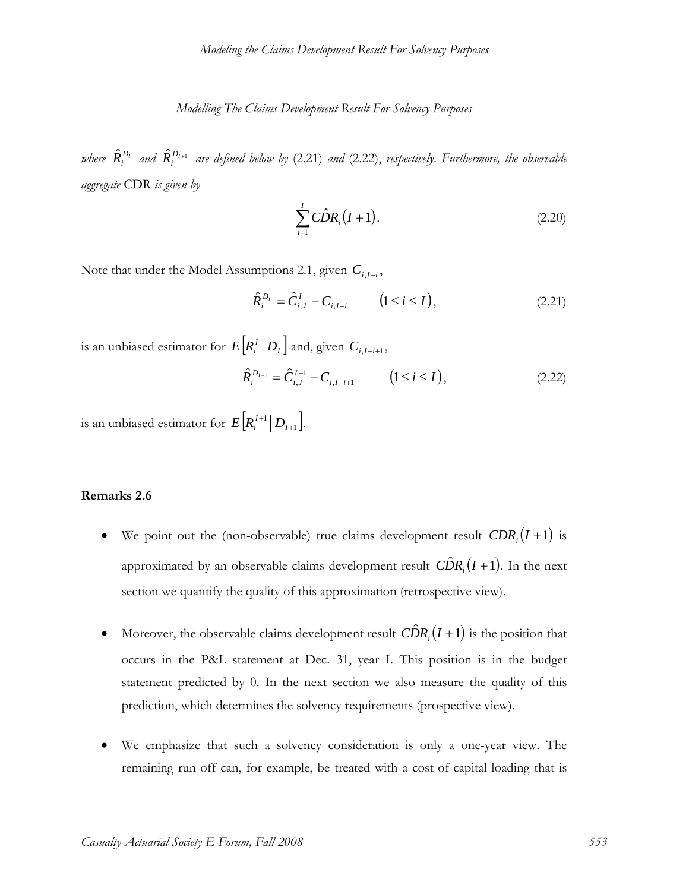*where* $\hat{R}_i^{D_I}$ *and* $\hat{R}_i^{D_{I+1}}$ *are defined below by* (2.21) *and* (2.22), *respectively. Furthermore, the observable aggregate* CDR *is given by*

$$\sum_{i=1}^{I} C\hat{D}R_i(I+1). \tag{2.20}$$

Note that under the Model Assumptions 2.1, given $C_{i,I-i}$,

$$\hat{R}_i^{D_I} = \hat{C}_{i,J}^{I} - C_{i,I-i} \qquad (1 \le i \le I), \tag{2.21}$$

is an unbiased estimator for $E\left[R_i^I \mid D_I\right]$ and, given $C_{i,I-i+1}$,

$$\hat{R}_i^{D_{I+1}} = \hat{C}_{i,J}^{I+1} - C_{i,I-i+1} \qquad (1 \le i \le I), \tag{2.22}$$

is an unbiased estimator for $E\left[R_i^{I+1} \mid D_{I+1}\right]$.

**Remarks 2.6**

- We point out the (non-observable) true claims development result $CDR_i(I+1)$ is approximated by an observable claims development result $C\hat{D}R_i(I+1)$. In the next section we quantify the quality of this approximation (retrospective view).

- Moreover, the observable claims development result $C\hat{D}R_i(I+1)$ is the position that occurs in the P&L statement at Dec. 31, year I. This position is in the budget statement predicted by 0. In the next section we also measure the quality of this prediction, which determines the solvency requirements (prospective view).

- We emphasize that such a solvency consideration is only a one-year view. The remaining run-off can, for example, be treated with a cost-of-capital loading that is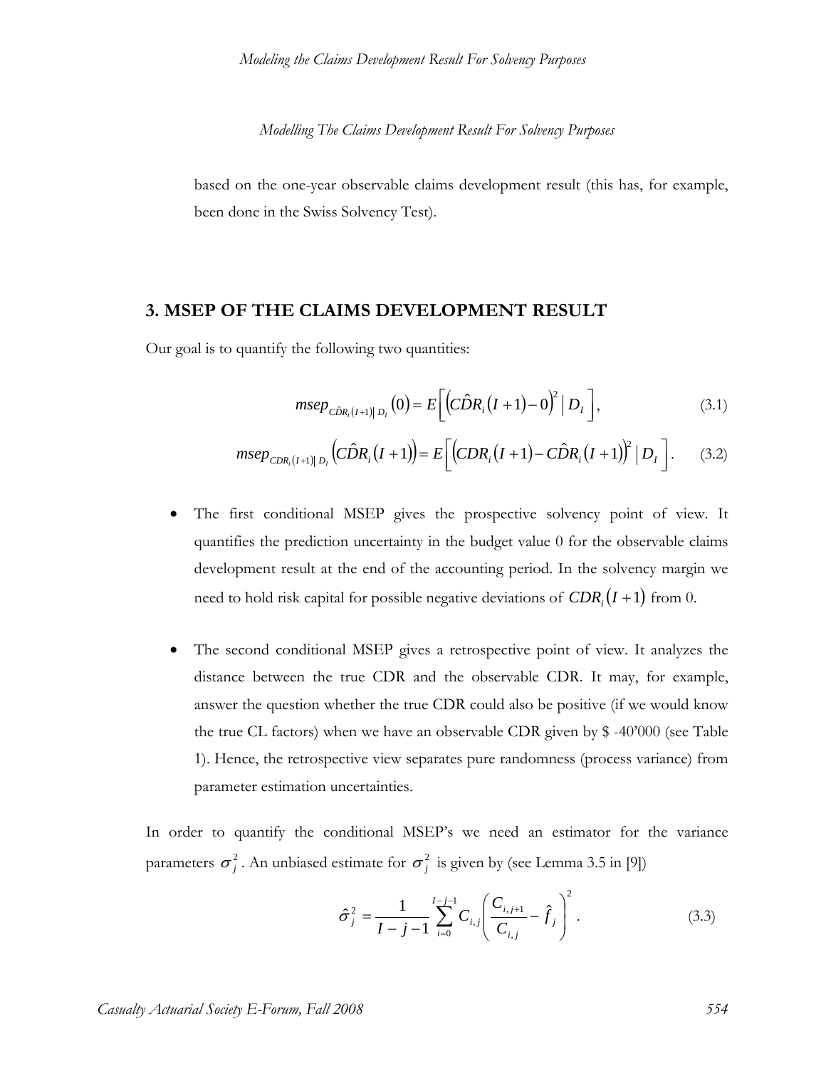based on the one-year observable claims development result (this has, for example, been done in the Swiss Solvency Test).

## 3. MSEP OF THE CLAIMS DEVELOPMENT RESULT

Our goal is to quantify the following two quantities:

$$msep_{\hat{CDR}_i(I+1)|D_I}(0) = E\left[\left(\hat{CDR}_i(I+1) - 0\right)^2 \mid D_I\right], \tag{3.1}$$

$$msep_{CDR_i(I+1)|D_I}\left(\hat{CDR}_i(I+1)\right) = E\left[\left(CDR_i(I+1) - \hat{CDR}_i(I+1)\right)^2 \mid D_I\right]. \tag{3.2}$$

- The first conditional MSEP gives the prospective solvency point of view. It quantifies the prediction uncertainty in the budget value 0 for the observable claims development result at the end of the accounting period. In the solvency margin we need to hold risk capital for possible negative deviations of $CDR_i(I+1)$ from 0.

- The second conditional MSEP gives a retrospective point of view. It analyzes the distance between the true CDR and the observable CDR. It may, for example, answer the question whether the true CDR could also be positive (if we would know the true CL factors) when we have an observable CDR given by \$ -40'000 (see Table 1). Hence, the retrospective view separates pure randomness (process variance) from parameter estimation uncertainties.

In order to quantify the conditional MSEP's we need an estimator for the variance parameters $\sigma_j^2$. An unbiased estimate for $\sigma_j^2$ is given by (see Lemma 3.5 in [9])

$$\hat{\sigma}_j^2 = \frac{1}{I-j-1} \sum_{i=0}^{I-j-1} C_{i,j} \left( \frac{C_{i,j+1}}{C_{i,j}} - \hat{f}_j \right)^2. \tag{3.3}$$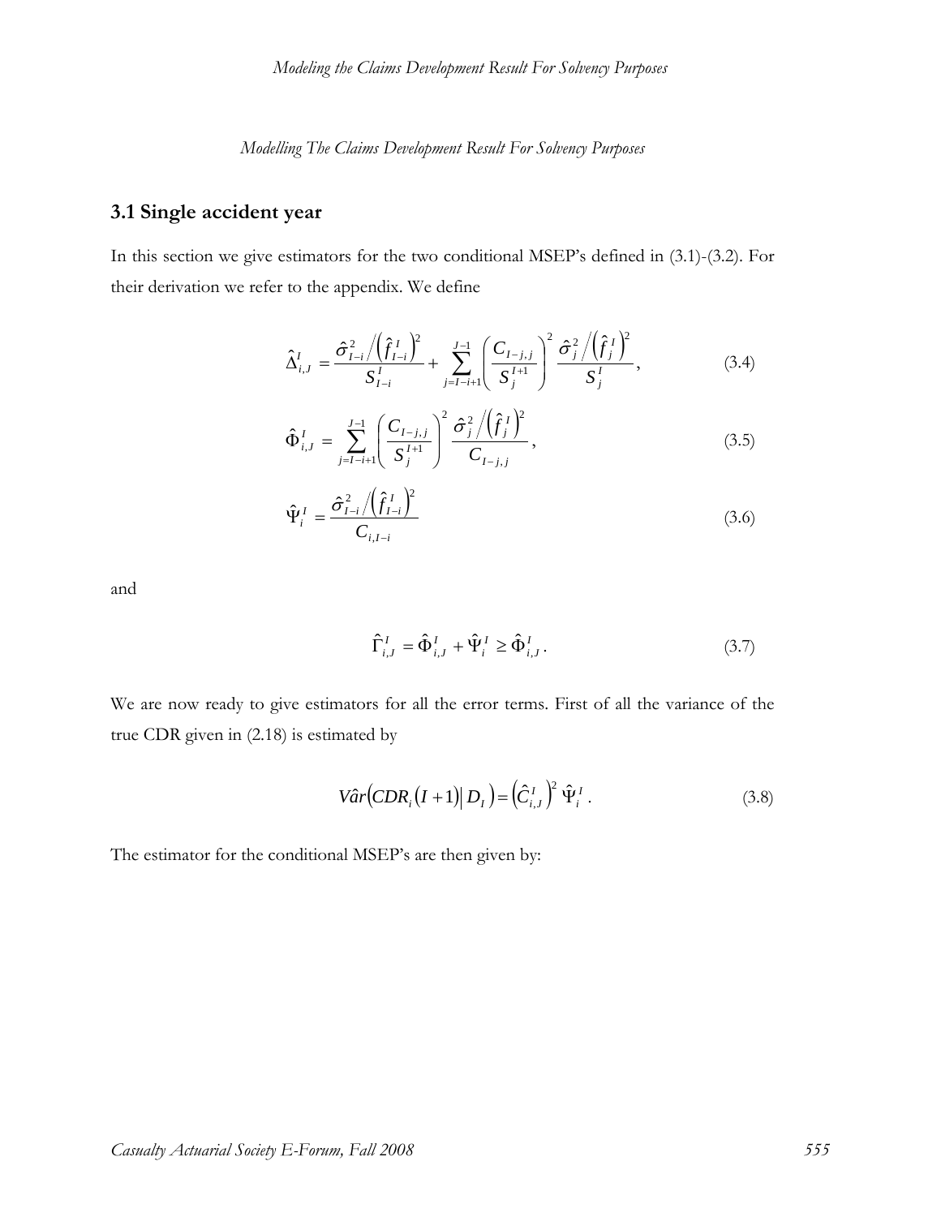## 3.1 Single accident year

In this section we give estimators for the two conditional MSEP's defined in (3.1)-(3.2). For their derivation we refer to the appendix. We define

$$\hat{\Delta}_{i,J}^{I} = \frac{\hat{\sigma}_{I-i}^{2} \Big/ \left(\hat{f}_{I-i}^{I}\right)^{2}}{S_{I-i}^{I}} + \sum_{j=I-i+1}^{J-1} \left(\frac{C_{I-j,j}}{S_{j}^{I+1}}\right)^{2} \frac{\hat{\sigma}_{j}^{2} \Big/ \left(\hat{f}_{j}^{I}\right)^{2}}{S_{j}^{I}}, \tag{3.4}$$

$$\hat{\Phi}_{i,J}^{I} = \sum_{j=I-i+1}^{J-1} \left(\frac{C_{I-j,j}}{S_{j}^{I+1}}\right)^{2} \frac{\hat{\sigma}_{j}^{2} \Big/ \left(\hat{f}_{j}^{I}\right)^{2}}{C_{I-j,j}}, \tag{3.5}$$

$$\hat{\Psi}_{i}^{I} = \frac{\hat{\sigma}_{I-i}^{2} \Big/ \left(\hat{f}_{I-i}^{I}\right)^{2}}{C_{i,I-i}} \tag{3.6}$$

and

$$\hat{\Gamma}_{i,J}^{I} = \hat{\Phi}_{i,J}^{I} + \hat{\Psi}_{i}^{I} \geq \hat{\Phi}_{i,J}^{I}. \tag{3.7}$$

We are now ready to give estimators for all the error terms. First of all the variance of the true CDR given in (2.18) is estimated by

$$V\hat{a}r\left(CDR_{i}(I+1) \middle| D_{I}\right) = \left(\hat{C}_{i,J}^{I}\right)^{2} \hat{\Psi}_{i}^{I}. \tag{3.8}$$

The estimator for the conditional MSEP's are then given by: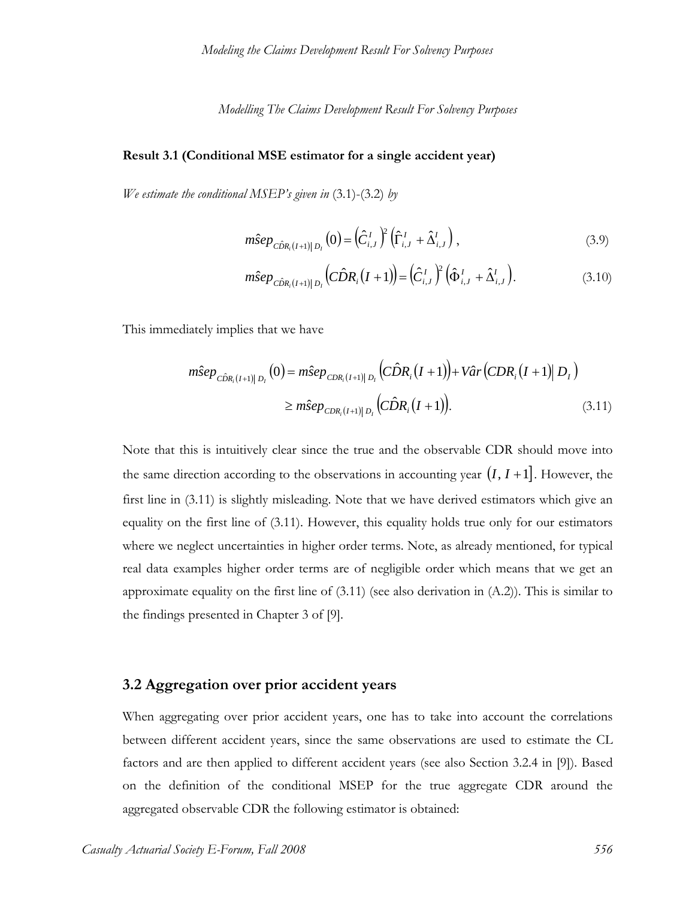*Modelling The Claims Development Result For Solvency Purposes*

**Result 3.1 (Conditional MSE estimator for a single accident year)**

*We estimate the conditional MSEP's given in* (3.1)-(3.2) *by*

$$\hat{msep}_{\hat{CDR}_i(I+1)|D_I}(0) = \left(\hat{C}_{i,J}^I\right)^2 \left(\hat{\Gamma}_{i,J}^I + \hat{\Delta}_{i,J}^I\right), \tag{3.9}$$

$$\hat{msep}_{\hat{CDR}_i(I+1)|D_I}\left(\hat{CDR}_i(I+1)\right) = \left(\hat{C}_{i,J}^I\right)^2 \left(\hat{\Phi}_{i,J}^I + \hat{\Delta}_{i,J}^I\right). \tag{3.10}$$

This immediately implies that we have

$$\begin{aligned} \hat{msep}_{\hat{CDR}_i(I+1)|D_I}(0) &= \hat{msep}_{CDR_i(I+1)|D_I}\left(\hat{CDR}_i(I+1)\right) + \hat{Var}\left(CDR_i(I+1)\middle| D_I\right) \\ &\geq \hat{msep}_{CDR_i(I+1)|D_I}\left(\hat{CDR}_i(I+1)\right). \end{aligned} \tag{3.11}$$

Note that this is intuitively clear since the true and the observable CDR should move into the same direction according to the observations in accounting year $(I, I+1]$. However, the first line in (3.11) is slightly misleading. Note that we have derived estimators which give an equality on the first line of (3.11). However, this equality holds true only for our estimators where we neglect uncertainties in higher order terms. Note, as already mentioned, for typical real data examples higher order terms are of negligible order which means that we get an approximate equality on the first line of (3.11) (see also derivation in (A.2)). This is similar to the findings presented in Chapter 3 of [9].

## 3.2 Aggregation over prior accident years

When aggregating over prior accident years, one has to take into account the correlations between different accident years, since the same observations are used to estimate the CL factors and are then applied to different accident years (see also Section 3.2.4 in [9]). Based on the definition of the conditional MSEP for the true aggregate CDR around the aggregated observable CDR the following estimator is obtained: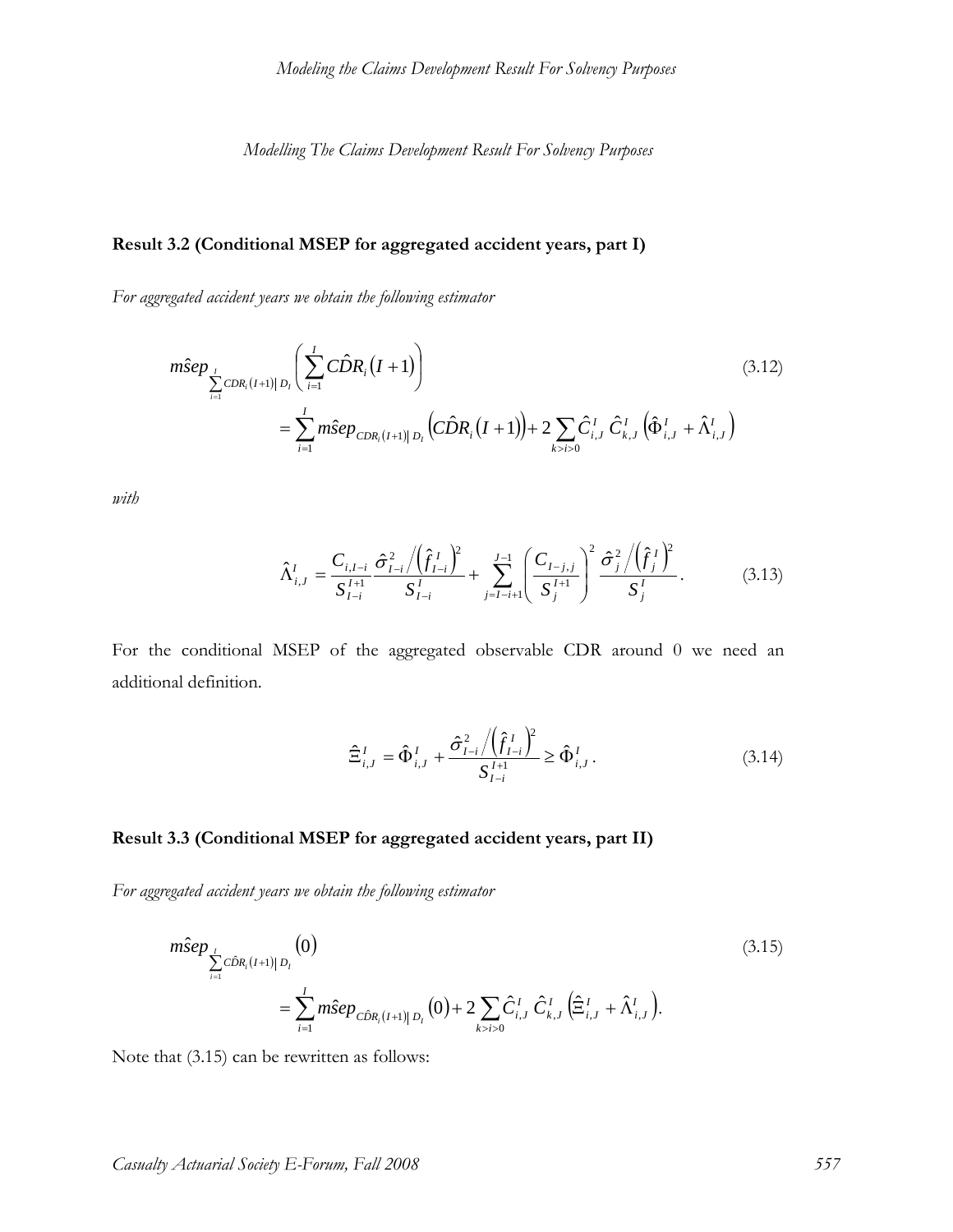**Result 3.2 (Conditional MSEP for aggregated accident years, part I)**

*For aggregated accident years we obtain the following estimator*

$$
\begin{aligned}
&\hat{msep}_{\sum_{i=1}^{I} CDR_i(I+1)|D_I}\left(\sum_{i=1}^{I} \hat{CDR}_i(I+1)\right) \qquad (3.12)\\
&\qquad = \sum_{i=1}^{I} \hat{msep}_{CDR_i(I+1)|D_I}\left(\hat{CDR}_i(I+1)\right) + 2\sum_{k>i>0} \hat{C}_{i,J}^{I}\, \hat{C}_{k,J}^{I}\left(\hat{\Phi}_{i,J}^{I} + \hat{\Lambda}_{i,J}^{I}\right)
\end{aligned}
$$

*with*

$$
\hat{\Lambda}_{i,J}^{I} = \frac{C_{i,I-i}}{S_{I-i}^{I+1}} \frac{\hat{\sigma}_{I-i}^{2} \Big/ \left(\hat{f}_{I-i}^{I}\right)^{2}}{S_{I-i}^{I}} + \sum_{j=I-i+1}^{J-1} \left(\frac{C_{I-j,j}}{S_{j}^{I+1}}\right)^{2} \frac{\hat{\sigma}_{j}^{2} \Big/ \left(\hat{f}_{j}^{I}\right)^{2}}{S_{j}^{I}}. \qquad (3.13)
$$

For the conditional MSEP of the aggregated observable CDR around 0 we need an additional definition.

$$
\hat{\Xi}_{i,J}^{I} = \hat{\Phi}_{i,J}^{I} + \frac{\hat{\sigma}_{I-i}^{2} \Big/ \left(\hat{f}_{I-i}^{I}\right)^{2}}{S_{I-i}^{I+1}} \geq \hat{\Phi}_{i,J}^{I}. \qquad (3.14)
$$

**Result 3.3 (Conditional MSEP for aggregated accident years, part II)**

*For aggregated accident years we obtain the following estimator*

$$
\begin{aligned}
&\hat{msep}_{\sum_{i=1}^{I} \hat{CDR}_i(I+1)|D_I}(0) \qquad (3.15)\\
&\qquad = \sum_{i=1}^{I} \hat{msep}_{\hat{CDR}_i(I+1)|D_I}(0) + 2\sum_{k>i>0} \hat{C}_{i,J}^{I}\, \hat{C}_{k,J}^{I}\left(\hat{\Xi}_{i,J}^{I} + \hat{\Lambda}_{i,J}^{I}\right).
\end{aligned}
$$

Note that (3.15) can be rewritten as follows: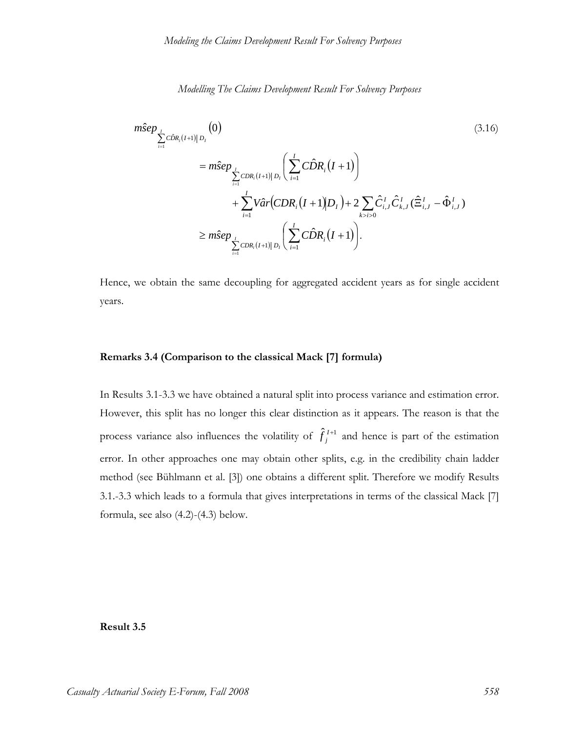$$
\begin{aligned}
& \hat{msep}_{\sum_{i=1}^{I} C\hat{D}R_i(I+1) | D_I}(0) \qquad (3.16) \\
& = \hat{msep}_{\sum_{i=1}^{I} CDR_i(I+1) | D_I}\left( \sum_{i=1}^{I} C\hat{D}R_i(I+1) \right) \\
& \quad + \sum_{i=1}^{I} \hat{Var}\left( CDR_i(I+1) \middle| D_I \right) + 2 \sum_{k>i>0} \hat{C}_{i,J}^{I} \hat{C}_{k,J}^{I} (\hat{\Xi}_{i,J}^{I} - \hat{\Phi}_{i,J}^{I}) \\
& \geq \hat{msep}_{\sum_{i=1}^{I} CDR_i(I+1) | D_I}\left( \sum_{i=1}^{I} C\hat{D}R_i(I+1) \right).
\end{aligned}
$$

Hence, we obtain the same decoupling for aggregated accident years as for single accident years.

**Remarks 3.4 (Comparison to the classical Mack [7] formula)**

In Results 3.1-3.3 we have obtained a natural split into process variance and estimation error. However, this split has no longer this clear distinction as it appears. The reason is that the process variance also influences the volatility of $\hat{f}_j^{I+1}$ and hence is part of the estimation error. In other approaches one may obtain other splits, e.g. in the credibility chain ladder method (see Bühlmann et al. [3]) one obtains a different split. Therefore we modify Results 3.1.-3.3 which leads to a formula that gives interpretations in terms of the classical Mack [7] formula, see also (4.2)-(4.3) below.

**Result 3.5**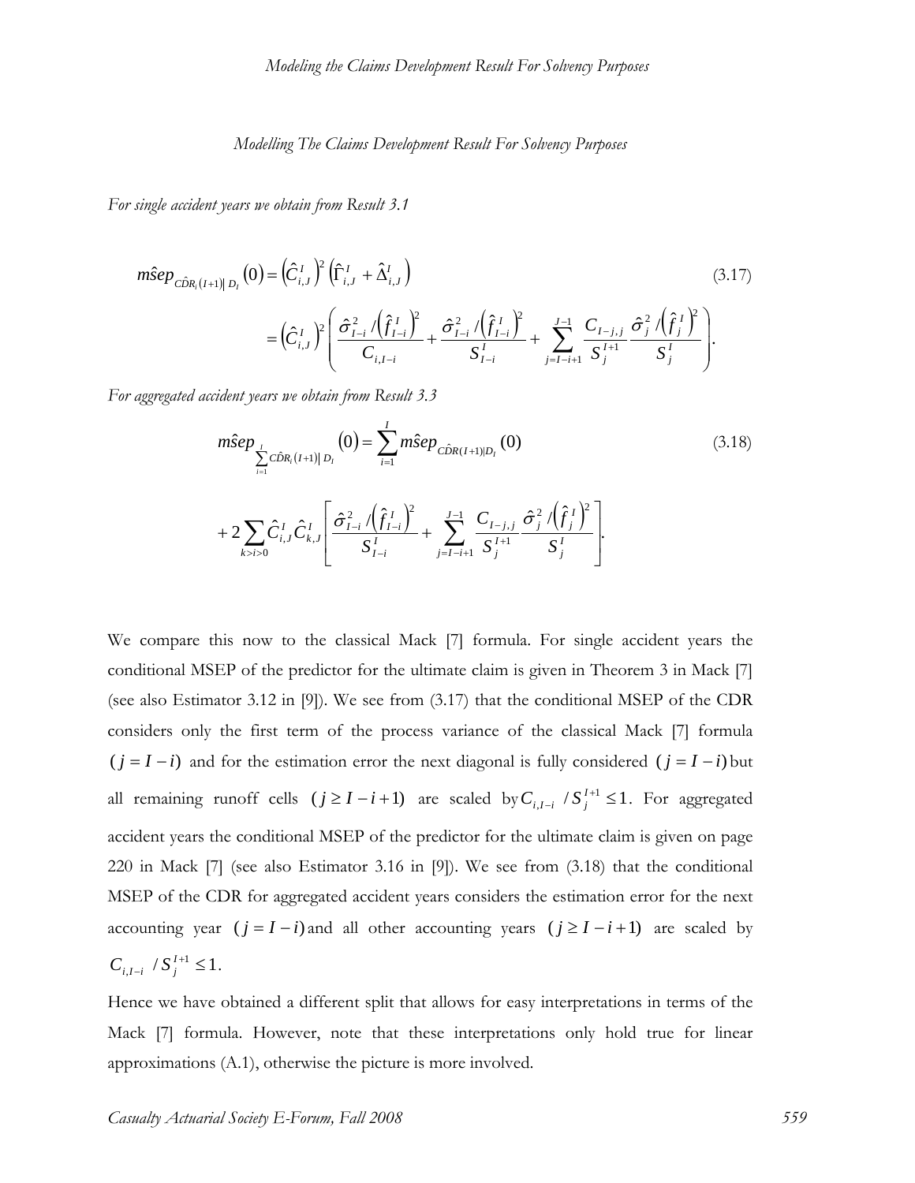*Modelling The Claims Development Result For Solvency Purposes*

*For single accident years we obtain from Result 3.1*

$$
\hat{msep}_{\hat{CDR}_i(I+1)|D_I}(0) = \left(\hat{C}_{i,J}^{I}\right)^2 \left(\hat{\Gamma}_{i,J}^{I} + \hat{\Delta}_{i,J}^{I}\right) \tag{3.17}
$$

$$
= \left(\hat{C}_{i,J}^{I}\right)^2 \left( \frac{\hat{\sigma}_{I-i}^2 / \left(\hat{f}_{I-i}^{I}\right)^2}{C_{i,I-i}} + \frac{\hat{\sigma}_{I-i}^2 / \left(\hat{f}_{I-i}^{I}\right)^2}{S_{I-i}^{I}} + \sum_{j=I-i+1}^{J-1} \frac{C_{I-j,j}}{S_j^{I+1}} \frac{\hat{\sigma}_j^2 / \left(\hat{f}_j^{I}\right)^2}{S_j^{I}} \right).
$$

*For aggregated accident years we obtain from Result 3.3*

$$
\hat{msep}_{\sum_{i=1}^{I} \hat{CDR}_i(I+1)|D_I}(0) = \sum_{i=1}^{I} \hat{msep}_{\hat{CDR}(I+1)|D_I}(0) \tag{3.18}
$$

$$
+ 2 \sum_{k>i>0} \hat{C}_{i,J}^{I} \hat{C}_{k,J}^{I} \left[ \frac{\hat{\sigma}_{I-i}^2 / \left(\hat{f}_{I-i}^{I}\right)^2}{S_{I-i}^{I}} + \sum_{j=I-i+1}^{J-1} \frac{C_{I-j,j}}{S_j^{I+1}} \frac{\hat{\sigma}_j^2 / \left(\hat{f}_j^{I}\right)^2}{S_j^{I}} \right].
$$

We compare this now to the classical Mack [7] formula. For single accident years the conditional MSEP of the predictor for the ultimate claim is given in Theorem 3 in Mack [7] (see also Estimator 3.12 in [9]). We see from (3.17) that the conditional MSEP of the CDR considers only the first term of the process variance of the classical Mack [7] formula $(j = I - i)$ and for the estimation error the next diagonal is fully considered $(j = I - i)$ but all remaining runoff cells $(j \geq I - i + 1)$ are scaled by $C_{i,I-i} / S_j^{I+1} \leq 1$. For aggregated accident years the conditional MSEP of the predictor for the ultimate claim is given on page 220 in Mack [7] (see also Estimator 3.16 in [9]). We see from (3.18) that the conditional MSEP of the CDR for aggregated accident years considers the estimation error for the next accounting year $(j = I - i)$ and all other accounting years $(j \geq I - i + 1)$ are scaled by $C_{i,I-i} / S_j^{I+1} \leq 1$.

Hence we have obtained a different split that allows for easy interpretations in terms of the Mack [7] formula. However, note that these interpretations only hold true for linear approximations (A.1), otherwise the picture is more involved.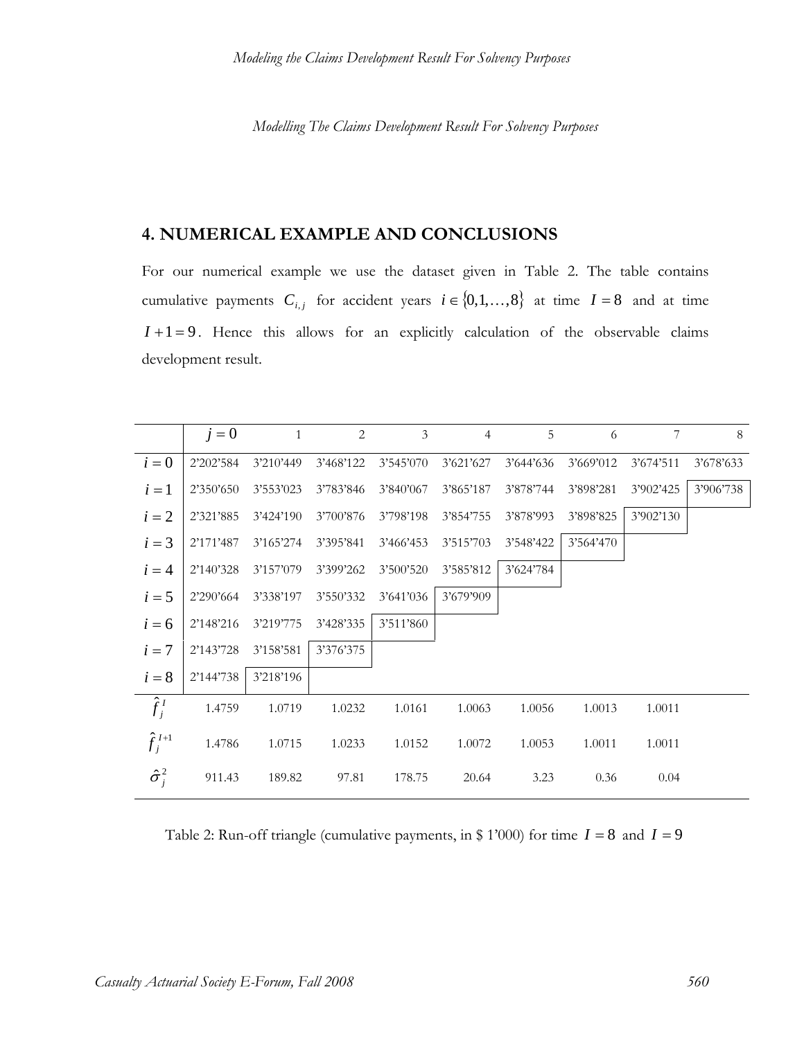## 4. NUMERICAL EXAMPLE AND CONCLUSIONS

For our numerical example we use the dataset given in Table 2. The table contains cumulative payments $C_{i,j}$ for accident years $i \in \{0,1,\ldots,8\}$ at time $I = 8$ and at time $I + 1 = 9$. Hence this allows for an explicitly calculation of the observable claims development result.

| | $j = 0$ | 1 | 2 | 3 | 4 | 5 | 6 | 7 | 8 |
|---|---|---|---|---|---|---|---|---|---|
| $i = 0$ | 2'202'584 | 3'210'449 | 3'468'122 | 3'545'070 | 3'621'627 | 3'644'636 | 3'669'012 | 3'674'511 | 3'678'633 |
| $i = 1$ | 2'350'650 | 3'553'023 | 3'783'846 | 3'840'067 | 3'865'187 | 3'878'744 | 3'898'281 | 3'902'425 | 3'906'738 |
| $i = 2$ | 2'321'885 | 3'424'190 | 3'700'876 | 3'798'198 | 3'854'755 | 3'878'993 | 3'898'825 | 3'902'130 | |
| $i = 3$ | 2'171'487 | 3'165'274 | 3'395'841 | 3'466'453 | 3'515'703 | 3'548'422 | 3'564'470 | | |
| $i = 4$ | 2'140'328 | 3'157'079 | 3'399'262 | 3'500'520 | 3'585'812 | 3'624'784 | | | |
| $i = 5$ | 2'290'664 | 3'338'197 | 3'550'332 | 3'641'036 | 3'679'909 | | | | |
| $i = 6$ | 2'148'216 | 3'219'775 | 3'428'335 | 3'511'860 | | | | | |
| $i = 7$ | 2'143'728 | 3'158'581 | 3'376'375 | | | | | | |
| $i = 8$ | 2'144'738 | 3'218'196 | | | | | | | |
| $\hat{f}_j^{I}$ | 1.4759 | 1.0719 | 1.0232 | 1.0161 | 1.0063 | 1.0056 | 1.0013 | 1.0011 | |
| $\hat{f}_j^{I+1}$ | 1.4786 | 1.0715 | 1.0233 | 1.0152 | 1.0072 | 1.0053 | 1.0011 | 1.0011 | |
| $\hat{\sigma}_j^2$ | 911.43 | 189.82 | 97.81 | 178.75 | 20.64 | 3.23 | 0.36 | 0.04 | |

Table 2: Run-off triangle (cumulative payments, in \$ 1'000) for time $I = 8$ and $I = 9$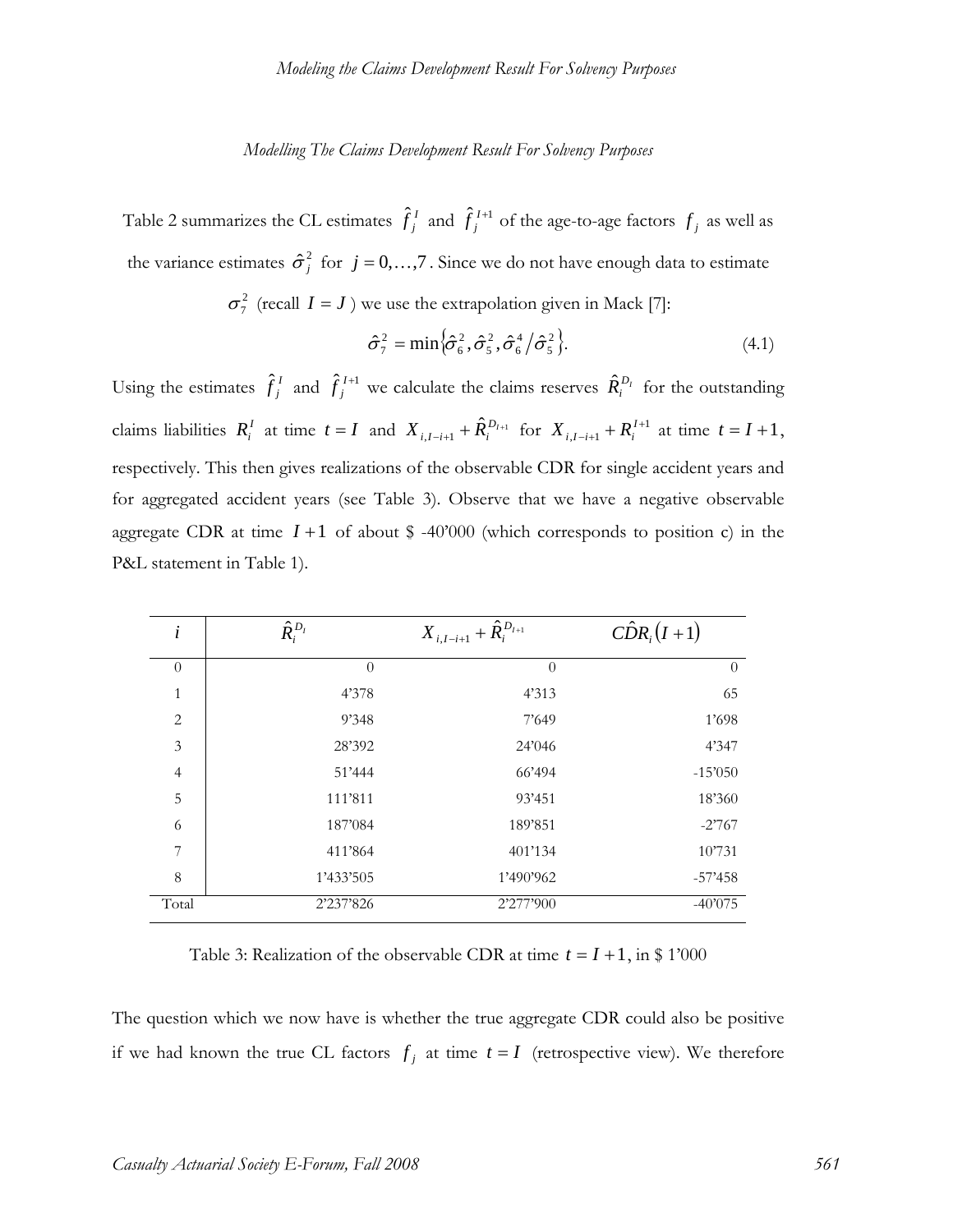Table 2 summarizes the CL estimates $\hat{f}_j^I$ and $\hat{f}_j^{I+1}$ of the age-to-age factors $f_j$ as well as the variance estimates $\hat{\sigma}_j^2$ for $j = 0,\ldots,7$. Since we do not have enough data to estimate $\sigma_7^2$ (recall $I = J$) we use the extrapolation given in Mack [7]:

$$\hat{\sigma}_7^2 = \min\left\{\hat{\sigma}_6^2, \hat{\sigma}_5^2, \hat{\sigma}_6^4 / \hat{\sigma}_5^2\right\}. \tag{4.1}$$

Using the estimates $\hat{f}_j^I$ and $\hat{f}_j^{I+1}$ we calculate the claims reserves $\hat{R}_i^{D_I}$ for the outstanding claims liabilities $R_i^I$ at time $t = I$ and $X_{i,I-i+1} + \hat{R}_i^{D_{I+1}}$ for $X_{i,I-i+1} + R_i^{I+1}$ at time $t = I+1$, respectively. This then gives realizations of the observable CDR for single accident years and for aggregated accident years (see Table 3). Observe that we have a negative observable aggregate CDR at time $I+1$ of about \$ -40'000 (which corresponds to position c) in the P&L statement in Table 1).

| $i$ | $\hat{R}_i^{D_I}$ | $X_{i,I-i+1} + \hat{R}_i^{D_{I+1}}$ | $\hat{CDR}_i(I+1)$ |
|---|---|---|---|
| 0 | 0 | 0 | 0 |
| 1 | 4'378 | 4'313 | 65 |
| 2 | 9'348 | 7'649 | 1'698 |
| 3 | 28'392 | 24'046 | 4'347 |
| 4 | 51'444 | 66'494 | -15'050 |
| 5 | 111'811 | 93'451 | 18'360 |
| 6 | 187'084 | 189'851 | -2'767 |
| 7 | 411'864 | 401'134 | 10'731 |
| 8 | 1'433'505 | 1'490'962 | -57'458 |
| Total | 2'237'826 | 2'277'900 | -40'075 |

Table 3: Realization of the observable CDR at time $t = I+1$, in \$ 1'000

The question which we now have is whether the true aggregate CDR could also be positive if we had known the true CL factors $f_j$ at time $t = I$ (retrospective view). We therefore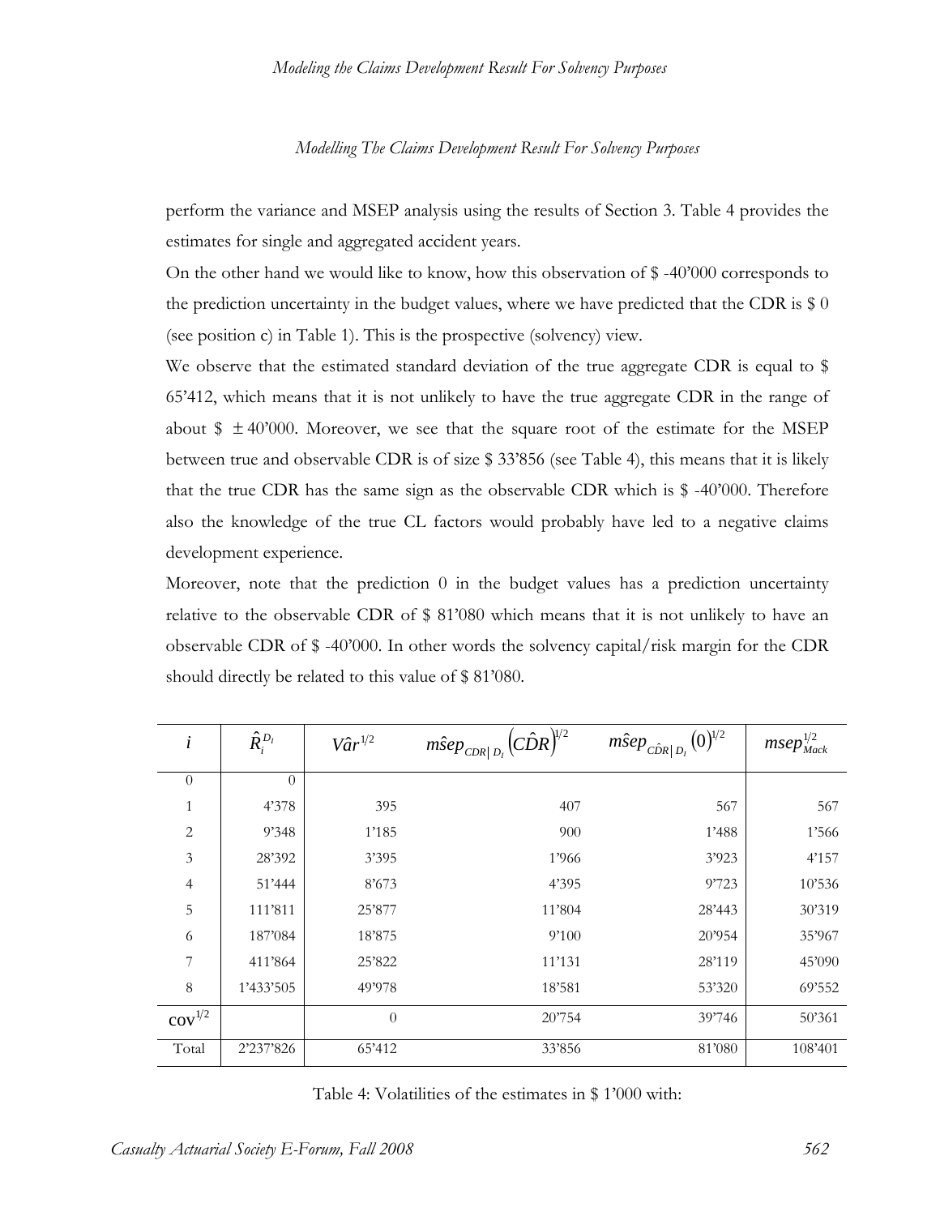perform the variance and MSEP analysis using the results of Section 3. Table 4 provides the estimates for single and aggregated accident years.

On the other hand we would like to know, how this observation of \$ -40'000 corresponds to the prediction uncertainty in the budget values, where we have predicted that the CDR is \$ 0 (see position c) in Table 1). This is the prospective (solvency) view.

We observe that the estimated standard deviation of the true aggregate CDR is equal to \$ 65'412, which means that it is not unlikely to have the true aggregate CDR in the range of about \$ $\pm$ 40'000. Moreover, we see that the square root of the estimate for the MSEP between true and observable CDR is of size \$ 33'856 (see Table 4), this means that it is likely that the true CDR has the same sign as the observable CDR which is \$ -40'000. Therefore also the knowledge of the true CL factors would probably have led to a negative claims development experience.

Moreover, note that the prediction 0 in the budget values has a prediction uncertainty relative to the observable CDR of \$ 81'080 which means that it is not unlikely to have an observable CDR of \$ -40'000. In other words the solvency capital/risk margin for the CDR should directly be related to this value of \$ 81'080.

| $i$ | $\hat{R}_i^{D_I}$ | $\hat{Var}^{1/2}$ | $\hat{msep}_{CDR \mid D_I}\left(\hat{CDR}\right)^{1/2}$ | $\hat{msep}_{\hat{CDR} \mid D_I}\left(0\right)^{1/2}$ | $msep_{Mack}^{1/2}$ |
|---|---|---|---|---|---|
| 0 | 0 | | | | |
| 1 | 4'378 | 395 | 407 | 567 | 567 |
| 2 | 9'348 | 1'185 | 900 | 1'488 | 1'566 |
| 3 | 28'392 | 3'395 | 1'966 | 3'923 | 4'157 |
| 4 | 51'444 | 8'673 | 4'395 | 9'723 | 10'536 |
| 5 | 111'811 | 25'877 | 11'804 | 28'443 | 30'319 |
| 6 | 187'084 | 18'875 | 9'100 | 20'954 | 35'967 |
| 7 | 411'864 | 25'822 | 11'131 | 28'119 | 45'090 |
| 8 | 1'433'505 | 49'978 | 18'581 | 53'320 | 69'552 |
| $\text{cov}^{1/2}$ | | 0 | 20'754 | 39'746 | 50'361 |
| Total | 2'237'826 | 65'412 | 33'856 | 81'080 | 108'401 |

Table 4: Volatilities of the estimates in \$ 1'000 with: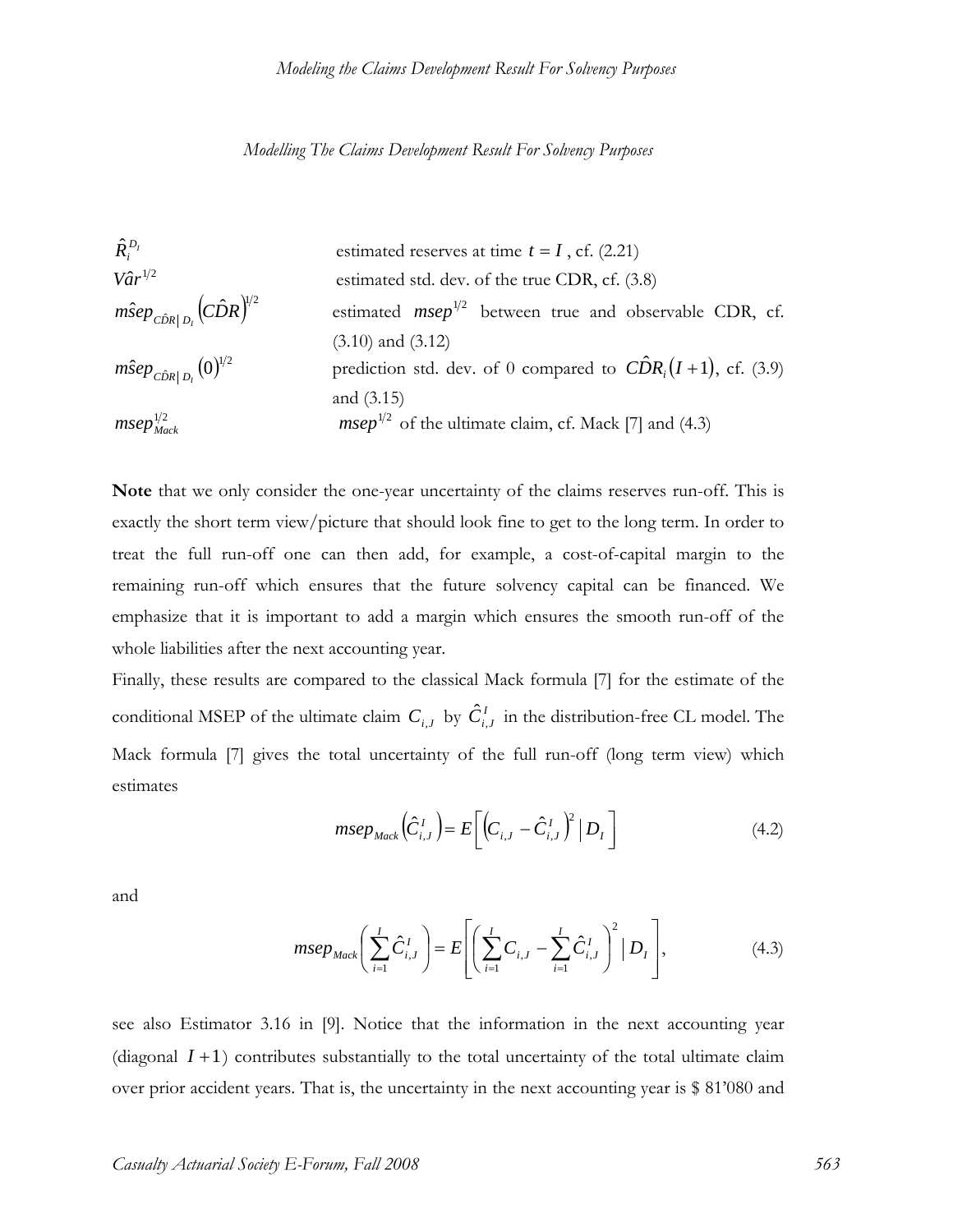| | |
|---|---|
| $\hat{R}_i^{D_I}$ | estimated reserves at time $t = I$ , cf. (2.21) |
| $V\hat{a}r^{1/2}$ | estimated std. dev. of the true CDR, cf. (3.8) |
| $m\hat{s}ep_{C\hat{D}R\|D_I}\left(C\hat{D}R\right)^{1/2}$ | estimated $msep^{1/2}$ between true and observable CDR, cf. (3.10) and (3.12) |
| $m\hat{s}ep_{C\hat{D}R\|D_I}\left(0\right)^{1/2}$ | prediction std. dev. of 0 compared to $C\hat{D}R_i(I+1)$, cf. (3.9) and (3.15) |
| $msep_{Mack}^{1/2}$ | $msep^{1/2}$ of the ultimate claim, cf. Mack [7] and (4.3) |

**Note** that we only consider the one-year uncertainty of the claims reserves run-off. This is exactly the short term view/picture that should look fine to get to the long term. In order to treat the full run-off one can then add, for example, a cost-of-capital margin to the remaining run-off which ensures that the future solvency capital can be financed. We emphasize that it is important to add a margin which ensures the smooth run-off of the whole liabilities after the next accounting year.

Finally, these results are compared to the classical Mack formula [7] for the estimate of the conditional MSEP of the ultimate claim $C_{i,J}$ by $\hat{C}_{i,J}^I$ in the distribution-free CL model. The Mack formula [7] gives the total uncertainty of the full run-off (long term view) which estimates

$$msep_{Mack}\left(\hat{C}_{i,J}^I\right) = E\left[\left(C_{i,J} - \hat{C}_{i,J}^I\right)^2 \Big| D_I\right] \tag{4.2}$$

and

$$msep_{Mack}\left(\sum_{i=1}^{I} \hat{C}_{i,J}^I\right) = E\left[\left(\sum_{i=1}^{I} C_{i,J} - \sum_{i=1}^{I} \hat{C}_{i,J}^I\right)^2 \Big| D_I\right], \tag{4.3}$$

see also Estimator 3.16 in [9]. Notice that the information in the next accounting year (diagonal $I+1$) contributes substantially to the total uncertainty of the total ultimate claim over prior accident years. That is, the uncertainty in the next accounting year is \$ 81'080 and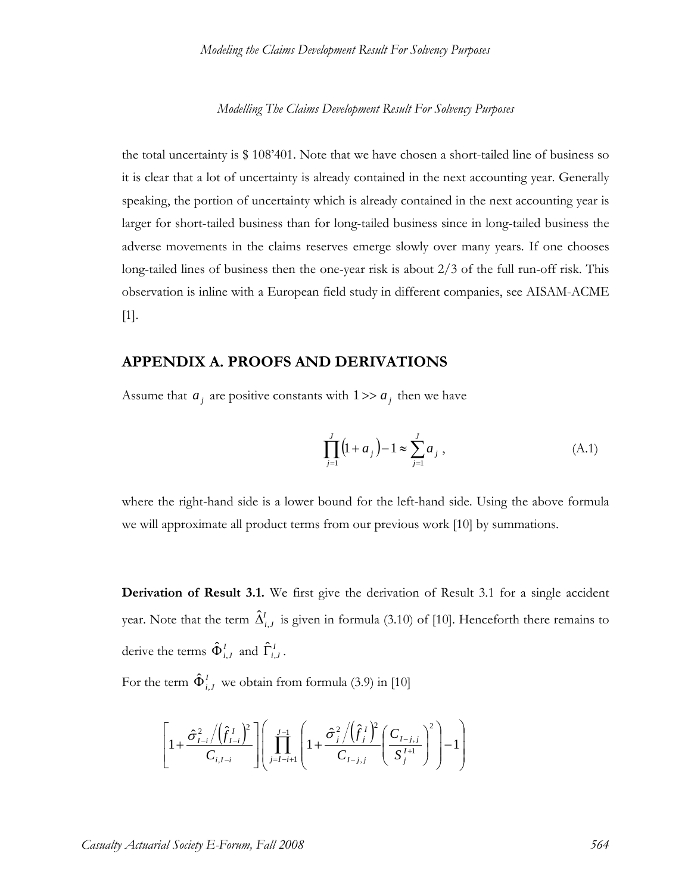the total uncertainty is \$ 108’401. Note that we have chosen a short-tailed line of business so it is clear that a lot of uncertainty is already contained in the next accounting year. Generally speaking, the portion of uncertainty which is already contained in the next accounting year is larger for short-tailed business than for long-tailed business since in long-tailed business the adverse movements in the claims reserves emerge slowly over many years. If one chooses long-tailed lines of business then the one-year risk is about 2/3 of the full run-off risk. This observation is inline with a European field study in different companies, see AISAM-ACME [1].

## APPENDIX A. PROOFS AND DERIVATIONS

Assume that $a_j$ are positive constants with $1 >> a_j$ then we have

$$\prod_{j=1}^{J}\left(1+a_j\right)-1 \approx \sum_{j=1}^{J} a_j \,, \tag{A.1}$$

where the right-hand side is a lower bound for the left-hand side. Using the above formula we will approximate all product terms from our previous work [10] by summations.

**Derivation of Result 3.1.** We first give the derivation of Result 3.1 for a single accident year. Note that the term $\hat{\Delta}_{i,J}^{I}$ is given in formula (3.10) of [10]. Henceforth there remains to derive the terms $\hat{\Phi}_{i,J}^{I}$ and $\hat{\Gamma}_{i,J}^{I}$.

For the term $\hat{\Phi}_{i,J}^{I}$ we obtain from formula (3.9) in [10]

$$\left[1+\frac{\hat{\sigma}_{I-i}^{2}\Big/\left(\hat{f}_{I-i}^{I}\right)^{2}}{C_{i,I-i}}\right]\left(\prod_{j=I-i+1}^{J-1}\left(1+\frac{\hat{\sigma}_{j}^{2}\Big/\left(\hat{f}_{j}^{I}\right)^{2}}{C_{I-j,j}}\left(\frac{C_{I-j,j}}{S_{j}^{I+1}}\right)^{2}\right)-1\right)$$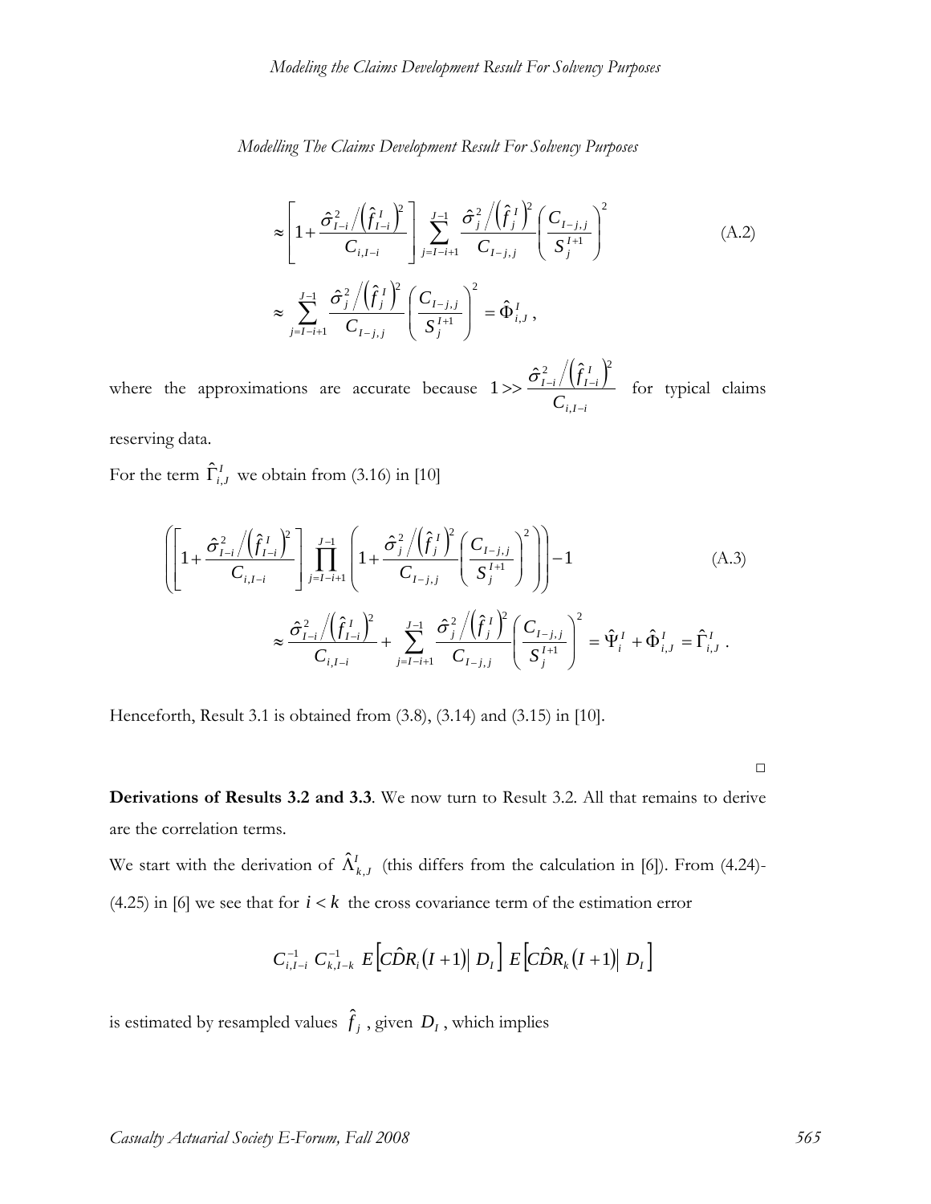*Modelling The Claims Development Result For Solvency Purposes*

$$\approx \left[1+\frac{\hat{\sigma}_{I-i}^2 \Big/ \left(\hat{f}_{I-i}^I\right)^2}{C_{i,I-i}}\right] \sum_{j=I-i+1}^{J-1} \frac{\hat{\sigma}_j^2 \Big/ \left(\hat{f}_j^I\right)^2}{C_{I-j,j}} \left(\frac{C_{I-j,j}}{S_j^{I+1}}\right)^2 \tag{A.2}$$

$$\approx \sum_{j=I-i+1}^{J-1} \frac{\hat{\sigma}_j^2 \Big/ \left(\hat{f}_j^I\right)^2}{C_{I-j,j}} \left(\frac{C_{I-j,j}}{S_j^{I+1}}\right)^2 = \hat{\Phi}_{i,J}^I ,$$

where the approximations are accurate because $1 >> \frac{\hat{\sigma}_{I-i}^2 \Big/ \left(\hat{f}_{I-i}^I\right)^2}{C_{i,I-i}}$ for typical claims reserving data.

For the term $\hat{\Gamma}_{i,J}^I$ we obtain from (3.16) in [10]

$$\left(\left[1+\frac{\hat{\sigma}_{I-i}^2 \Big/ \left(\hat{f}_{I-i}^I\right)^2}{C_{i,I-i}}\right] \prod_{j=I-i+1}^{J-1} \left(1+\frac{\hat{\sigma}_j^2 \Big/ \left(\hat{f}_j^I\right)^2}{C_{I-j,j}} \left(\frac{C_{I-j,j}}{S_j^{I+1}}\right)^2\right)\right)-1 \tag{A.3}$$

$$\approx \frac{\hat{\sigma}_{I-i}^2 \Big/ \left(\hat{f}_{I-i}^I\right)^2}{C_{i,I-i}} + \sum_{j=I-i+1}^{J-1} \frac{\hat{\sigma}_j^2 \Big/ \left(\hat{f}_j^I\right)^2}{C_{I-j,j}} \left(\frac{C_{I-j,j}}{S_j^{I+1}}\right)^2 = \hat{\Psi}_i^I + \hat{\Phi}_{i,J}^I = \hat{\Gamma}_{i,J}^I .$$

Henceforth, Result 3.1 is obtained from (3.8), (3.14) and (3.15) in [10].

□

**Derivations of Results 3.2 and 3.3**. We now turn to Result 3.2. All that remains to derive are the correlation terms.

We start with the derivation of $\hat{\Lambda}_{k,J}^I$ (this differs from the calculation in [6]). From (4.24)-(4.25) in [6] we see that for $i < k$ the cross covariance term of the estimation error

$$C_{i,I-i}^{-1}\ C_{k,I-k}^{-1}\ E\left[C\hat{D}R_i(I+1)\middle|\ D_I\right]\ E\left[C\hat{D}R_k(I+1)\middle|\ D_I\right]$$

is estimated by resampled values $\hat{f}_j$, given $D_I$, which implies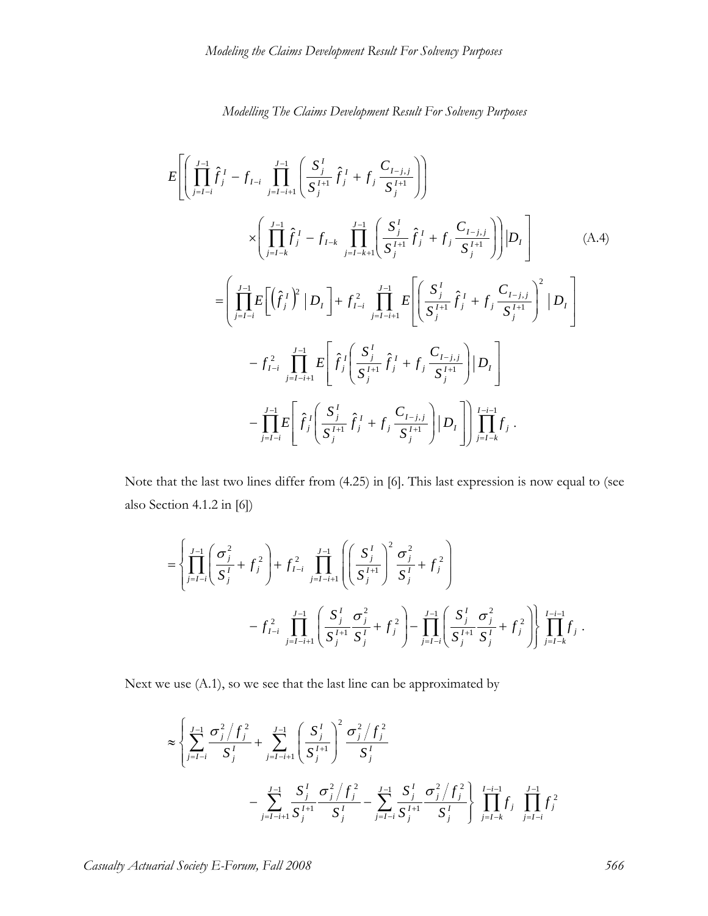$$
E\left[\left(\prod_{j=I-i}^{J-1}\hat{f}_j^I - f_{I-i}\prod_{j=I-i+1}^{J-1}\left(\frac{S_j^I}{S_j^{I+1}}\hat{f}_j^I + f_j\frac{C_{I-j,j}}{S_j^{I+1}}\right)\right)\right.
$$

$$
\left.\times\left(\prod_{j=I-k}^{J-1}\hat{f}_j^I - f_{I-k}\prod_{j=I-k+1}^{J-1}\left(\frac{S_j^I}{S_j^{I+1}}\hat{f}_j^I + f_j\frac{C_{I-j,j}}{S_j^{I+1}}\right)\right)\middle| D_I\right] \tag{A.4}
$$

$$
=\left(\prod_{j=I-i}^{J-1}E\left[\left(\hat{f}_j^I\right)^2 \mid D_I\right] + f_{I-i}^2\prod_{j=I-i+1}^{J-1}E\left[\left(\frac{S_j^I}{S_j^{I+1}}\hat{f}_j^I + f_j\frac{C_{I-j,j}}{S_j^{I+1}}\right)^2 \mid D_I\right]\right.
$$

$$
- f_{I-i}^2\prod_{j=I-i+1}^{J-1}E\left[\hat{f}_j^I\left(\frac{S_j^I}{S_j^{I+1}}\hat{f}_j^I + f_j\frac{C_{I-j,j}}{S_j^{I+1}}\right)\middle| D_I\right]
$$

$$
\left.-\prod_{j=I-i}^{J-1}E\left[\hat{f}_j^I\left(\frac{S_j^I}{S_j^{I+1}}\hat{f}_j^I + f_j\frac{C_{I-j,j}}{S_j^{I+1}}\right)\middle| D_I\right]\right)\prod_{j=I-k}^{I-i-1}f_j \,.
$$

Note that the last two lines differ from (4.25) in [6]. This last expression is now equal to (see also Section 4.1.2 in [6])

$$
=\left\{\prod_{j=I-i}^{J-1}\left(\frac{\sigma_j^2}{S_j^I} + f_j^2\right) + f_{I-i}^2\prod_{j=I-i+1}^{J-1}\left(\left(\frac{S_j^I}{S_j^{I+1}}\right)^2\frac{\sigma_j^2}{S_j^I} + f_j^2\right)\right.
$$

$$
\left.- f_{I-i}^2\prod_{j=I-i+1}^{J-1}\left(\frac{S_j^I}{S_j^{I+1}}\frac{\sigma_j^2}{S_j^I} + f_j^2\right) - \prod_{j=I-i}^{J-1}\left(\frac{S_j^I}{S_j^{I+1}}\frac{\sigma_j^2}{S_j^I} + f_j^2\right)\right\}\prod_{j=I-k}^{I-i-1}f_j \,.
$$

Next we use (A.1), so we see that the last line can be approximated by

$$
\approx\left\{\sum_{j=I-i}^{J-1}\frac{\sigma_j^2/f_j^2}{S_j^I} + \sum_{j=I-i+1}^{J-1}\left(\frac{S_j^I}{S_j^{I+1}}\right)^2\frac{\sigma_j^2/f_j^2}{S_j^I}\right.
$$

$$
\left.-\sum_{j=I-i+1}^{J-1}\frac{S_j^I}{S_j^{I+1}}\frac{\sigma_j^2/f_j^2}{S_j^I} - \sum_{j=I-i}^{J-1}\frac{S_j^I}{S_j^{I+1}}\frac{\sigma_j^2/f_j^2}{S_j^I}\right\}\prod_{j=I-k}^{I-i-1}f_j\prod_{j=I-i}^{J-1}f_j^2
$$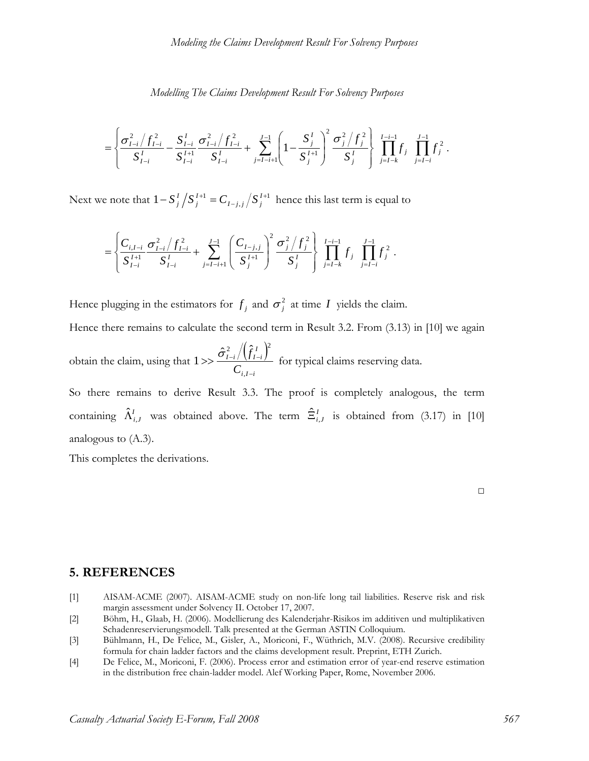$$
= \left\{ \frac{\sigma_{I-i}^2 / f_{I-i}^2}{S_{I-i}^I} - \frac{S_{I-i}^I}{S_{I-i}^{I+1}} \frac{\sigma_{I-i}^2 / f_{I-i}^2}{S_{I-i}^I} + \sum_{j=I-i+1}^{J-1} \left( 1 - \frac{S_j^I}{S_j^{I+1}} \right)^2 \frac{\sigma_j^2 / f_j^2}{S_j^I} \right\} \prod_{j=I-k}^{I-i-1} f_j \prod_{j=I-i}^{J-1} f_j^2 .
$$

Next we note that $1 - S_j^I / S_j^{I+1} = C_{I-j,j} / S_j^{I+1}$ hence this last term is equal to

$$
= \left\{ \frac{C_{i,I-i}}{S_{I-i}^{I+1}} \frac{\sigma_{I-i}^2 / f_{I-i}^2}{S_{I-i}^I} + \sum_{j=I-i+1}^{J-1} \left( \frac{C_{I-j,j}}{S_j^{I+1}} \right)^2 \frac{\sigma_j^2 / f_j^2}{S_j^I} \right\} \prod_{j=I-k}^{I-i-1} f_j \prod_{j=I-i}^{J-1} f_j^2 .
$$

Hence plugging in the estimators for $f_j$ and $\sigma_j^2$ at time $I$ yields the claim.

Hence there remains to calculate the second term in Result 3.2. From (3.13) in [10] we again obtain the claim, using that $1 >> \frac{\hat{\sigma}_{I-i}^2 / \left(\hat{f}_{I-i}^I\right)^2}{C_{i,I-i}}$ for typical claims reserving data.

So there remains to derive Result 3.3. The proof is completely analogous, the term containing $\hat{\Lambda}_{i,J}^I$ was obtained above. The term $\hat{\Xi}_{i,J}^I$ is obtained from (3.17) in [10] analogous to (A.3).

This completes the derivations.

□

## 5. REFERENCES

[1] AISAM-ACME (2007). AISAM-ACME study on non-life long tail liabilities. Reserve risk and risk margin assessment under Solvency II. October 17, 2007.

[2] Böhm, H., Glaab, H. (2006). Modellierung des Kalenderjahr-Risikos im additiven und multiplikativen Schadenreservierungsmodell. Talk presented at the German ASTIN Colloquium.

[3] Bühlmann, H., De Felice, M., Gisler, A., Moriconi, F., Wüthrich, M.V. (2008). Recursive credibility formula for chain ladder factors and the claims development result. Preprint, ETH Zurich.

[4] De Felice, M., Moriconi, F. (2006). Process error and estimation error of year-end reserve estimation in the distribution free chain-ladder model. Alef Working Paper, Rome, November 2006.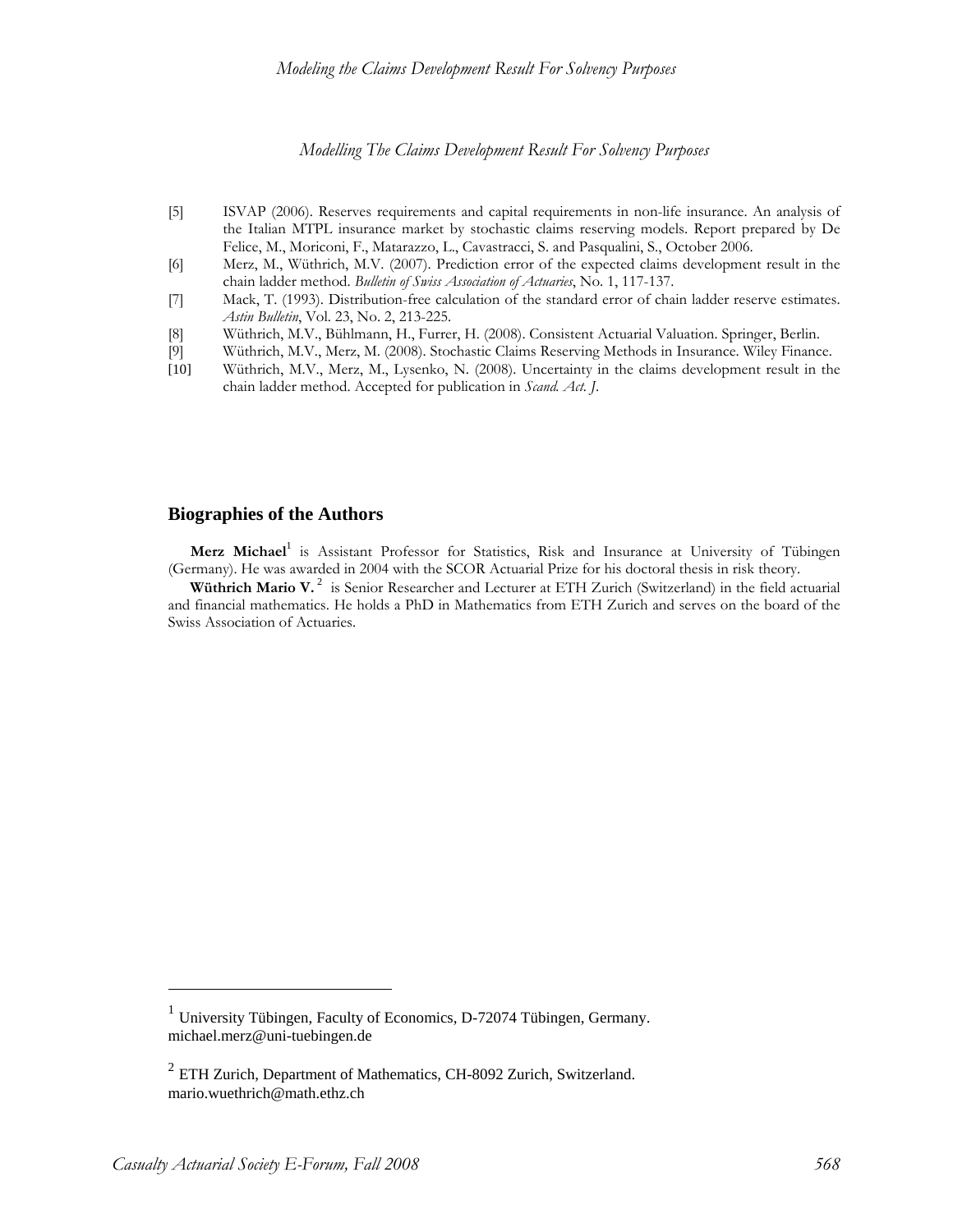[5] ISVAP (2006). Reserves requirements and capital requirements in non-life insurance. An analysis of the Italian MTPL insurance market by stochastic claims reserving models. Report prepared by De Felice, M., Moriconi, F., Matarazzo, L., Cavastracci, S. and Pasqualini, S., October 2006.

[6] Merz, M., Wüthrich, M.V. (2007). Prediction error of the expected claims development result in the chain ladder method. *Bulletin of Swiss Association of Actuaries*, No. 1, 117-137.

[7] Mack, T. (1993). Distribution-free calculation of the standard error of chain ladder reserve estimates. *Astin Bulletin*, Vol. 23, No. 2, 213-225.

[8] Wüthrich, M.V., Bühlmann, H., Furrer, H. (2008). Consistent Actuarial Valuation. Springer, Berlin.

[9] Wüthrich, M.V., Merz, M. (2008). Stochastic Claims Reserving Methods in Insurance. Wiley Finance.

[10] Wüthrich, M.V., Merz, M., Lysenko, N. (2008). Uncertainty in the claims development result in the chain ladder method. Accepted for publication in *Scand. Act. J.*

## Biographies of the Authors

**Merz Michael**[1] is Assistant Professor for Statistics, Risk and Insurance at University of Tübingen (Germany). He was awarded in 2004 with the SCOR Actuarial Prize for his doctoral thesis in risk theory.

**Wüthrich Mario V.**[2] is Senior Researcher and Lecturer at ETH Zurich (Switzerland) in the field actuarial and financial mathematics. He holds a PhD in Mathematics from ETH Zurich and serves on the board of the Swiss Association of Actuaries.

[1] University Tübingen, Faculty of Economics, D-72074 Tübingen, Germany. michael.merz@uni-tuebingen.de

[2] ETH Zurich, Department of Mathematics, CH-8092 Zurich, Switzerland. mario.wuethrich@math.ethz.ch